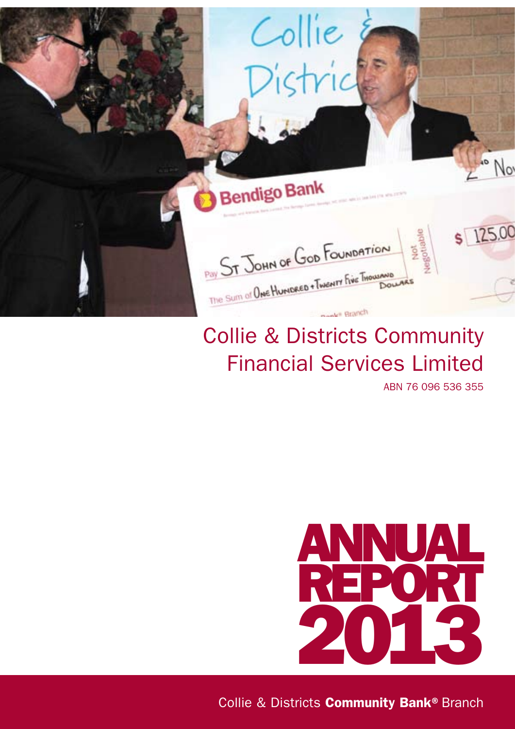# Collie & Districts Community Financial Services Limited

ABN 76 096 536 355

# ANNUAL REPORT 2013

Collie & Districts **Community Bank®** Branch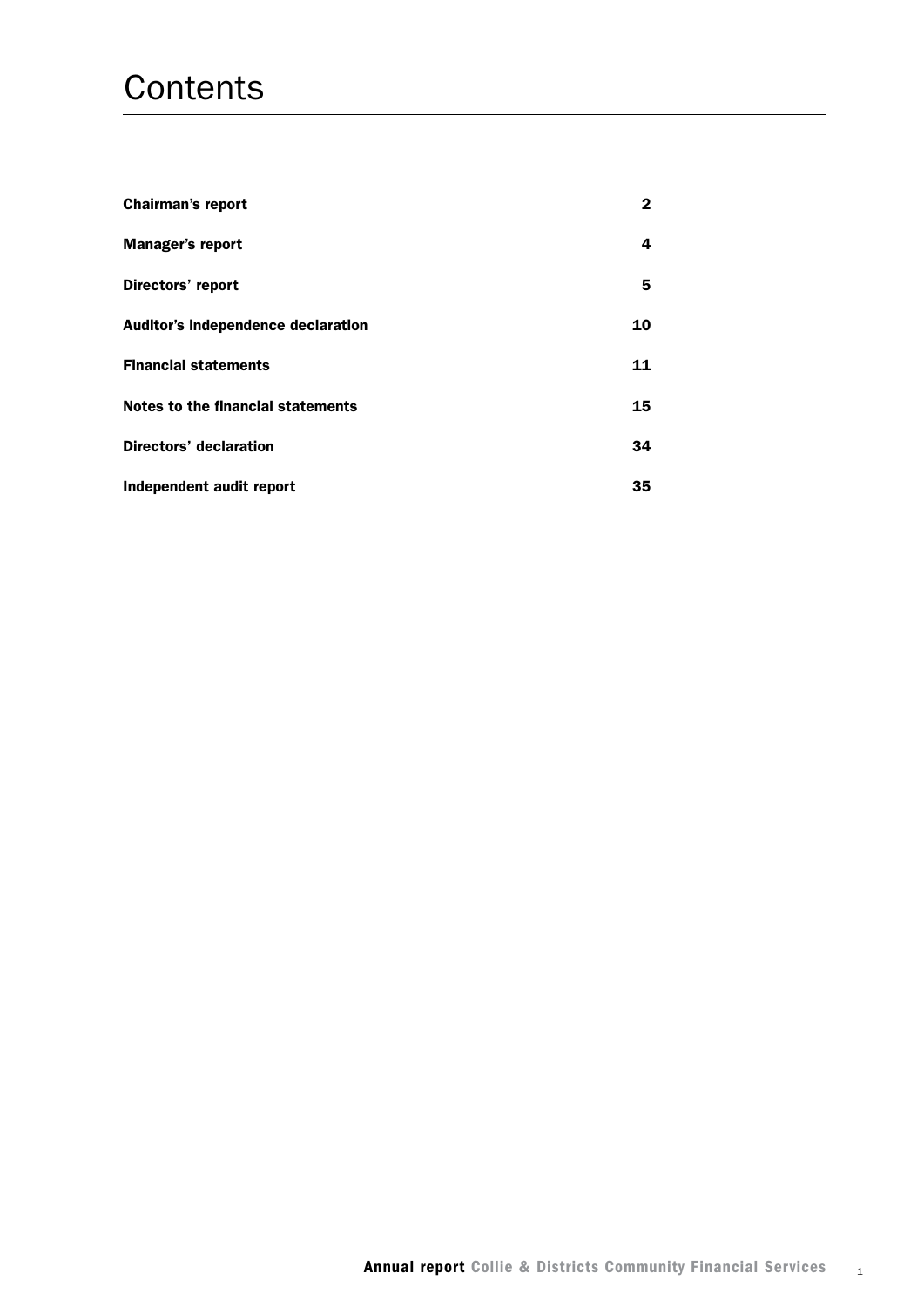# Contents

| | |
|---|---|
| **Chairman's report** | **2** |
| **Manager's report** | **4** |
| **Directors' report** | **5** |
| **Auditor's independence declaration** | **10** |
| **Financial statements** | **11** |
| **Notes to the financial statements** | **15** |
| **Directors' declaration** | **34** |
| **Independent audit report** | **35** |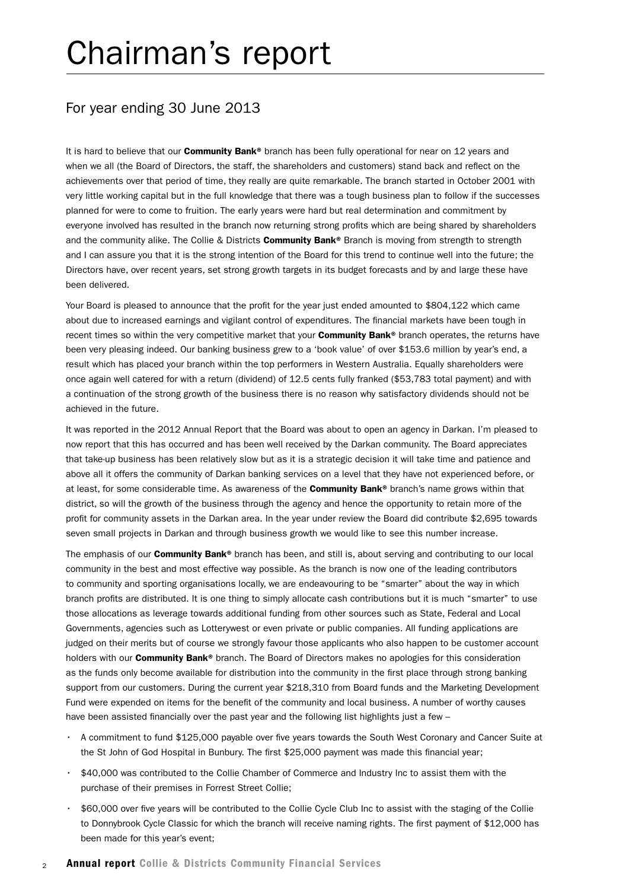# Chairman's report

## For year ending 30 June 2013

It is hard to believe that our **Community Bank®** branch has been fully operational for near on 12 years and when we all (the Board of Directors, the staff, the shareholders and customers) stand back and reflect on the achievements over that period of time, they really are quite remarkable. The branch started in October 2001 with very little working capital but in the full knowledge that there was a tough business plan to follow if the successes planned for were to come to fruition. The early years were hard but real determination and commitment by everyone involved has resulted in the branch now returning strong profits which are being shared by shareholders and the community alike. The Collie & Districts **Community Bank®** Branch is moving from strength to strength and I can assure you that it is the strong intention of the Board for this trend to continue well into the future; the Directors have, over recent years, set strong growth targets in its budget forecasts and by and large these have been delivered.

Your Board is pleased to announce that the profit for the year just ended amounted to $804,122 which came about due to increased earnings and vigilant control of expenditures. The financial markets have been tough in recent times so within the very competitive market that your **Community Bank®** branch operates, the returns have been very pleasing indeed. Our banking business grew to a 'book value' of over $153.6 million by year's end, a result which has placed your branch within the top performers in Western Australia. Equally shareholders were once again well catered for with a return (dividend) of 12.5 cents fully franked ($53,783 total payment) and with a continuation of the strong growth of the business there is no reason why satisfactory dividends should not be achieved in the future.

It was reported in the 2012 Annual Report that the Board was about to open an agency in Darkan. I'm pleased to now report that this has occurred and has been well received by the Darkan community. The Board appreciates that take-up business has been relatively slow but as it is a strategic decision it will take time and patience and above all it offers the community of Darkan banking services on a level that they have not experienced before, or at least, for some considerable time. As awareness of the **Community Bank®** branch's name grows within that district, so will the growth of the business through the agency and hence the opportunity to retain more of the profit for community assets in the Darkan area. In the year under review the Board did contribute $2,695 towards seven small projects in Darkan and through business growth we would like to see this number increase.

The emphasis of our **Community Bank®** branch has been, and still is, about serving and contributing to our local community in the best and most effective way possible. As the branch is now one of the leading contributors to community and sporting organisations locally, we are endeavouring to be "smarter" about the way in which branch profits are distributed. It is one thing to simply allocate cash contributions but it is much "smarter" to use those allocations as leverage towards additional funding from other sources such as State, Federal and Local Governments, agencies such as Lotterywest or even private or public companies. All funding applications are judged on their merits but of course we strongly favour those applicants who also happen to be customer account holders with our **Community Bank®** branch. The Board of Directors makes no apologies for this consideration as the funds only become available for distribution into the community in the first place through strong banking support from our customers. During the current year $218,310 from Board funds and the Marketing Development Fund were expended on items for the benefit of the community and local business. A number of worthy causes have been assisted financially over the past year and the following list highlights just a few –

- A commitment to fund $125,000 payable over five years towards the South West Coronary and Cancer Suite at the St John of God Hospital in Bunbury. The first $25,000 payment was made this financial year;
- $40,000 was contributed to the Collie Chamber of Commerce and Industry Inc to assist them with the purchase of their premises in Forrest Street Collie;
- $60,000 over five years will be contributed to the Collie Cycle Club Inc to assist with the staging of the Collie to Donnybrook Cycle Classic for which the branch will receive naming rights. The first payment of $12,000 has been made for this year's event;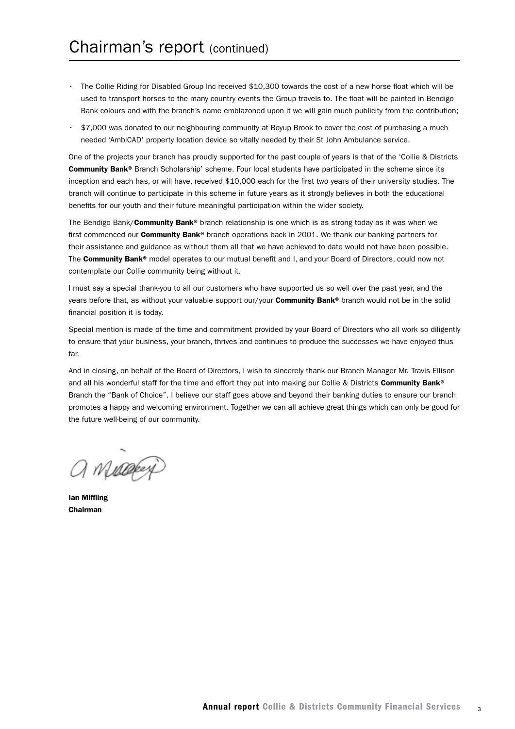# Chairman's report (continued)

- The Collie Riding for Disabled Group Inc received $10,300 towards the cost of a new horse float which will be used to transport horses to the many country events the Group travels to. The float will be painted in Bendigo Bank colours and with the branch's name emblazoned upon it we will gain much publicity from the contribution;
- $7,000 was donated to our neighbouring community at Boyup Brook to cover the cost of purchasing a much needed 'AmbiCAD' property location device so vitally needed by their St John Ambulance service.

One of the projects your branch has proudly supported for the past couple of years is that of the 'Collie & Districts **Community Bank®** Branch Scholarship' scheme. Four local students have participated in the scheme since its inception and each has, or will have, received $10,000 each for the first two years of their university studies. The branch will continue to participate in this scheme in future years as it strongly believes in both the educational benefits for our youth and their future meaningful participation within the wider society.

The Bendigo Bank/**Community Bank®** branch relationship is one which is as strong today as it was when we first commenced our **Community Bank®** branch operations back in 2001. We thank our banking partners for their assistance and guidance as without them all that we have achieved to date would not have been possible. The **Community Bank®** model operates to our mutual benefit and I, and your Board of Directors, could now not contemplate our Collie community being without it.

I must say a special thank-you to all our customers who have supported us so well over the past year, and the years before that, as without your valuable support our/your **Community Bank®** branch would not be in the solid financial position it is today.

Special mention is made of the time and commitment provided by your Board of Directors who all work so diligently to ensure that your business, your branch, thrives and continues to produce the successes we have enjoyed thus far.

And in closing, on behalf of the Board of Directors, I wish to sincerely thank our Branch Manager Mr. Travis Ellison and all his wonderful staff for the time and effort they put into making our Collie & Districts **Community Bank®** Branch the "Bank of Choice". I believe our staff goes above and beyond their banking duties to ensure our branch promotes a happy and welcoming environment. Together we can all achieve great things which can only be good for the future well-being of our community.

**Ian Miffling**
**Chairman**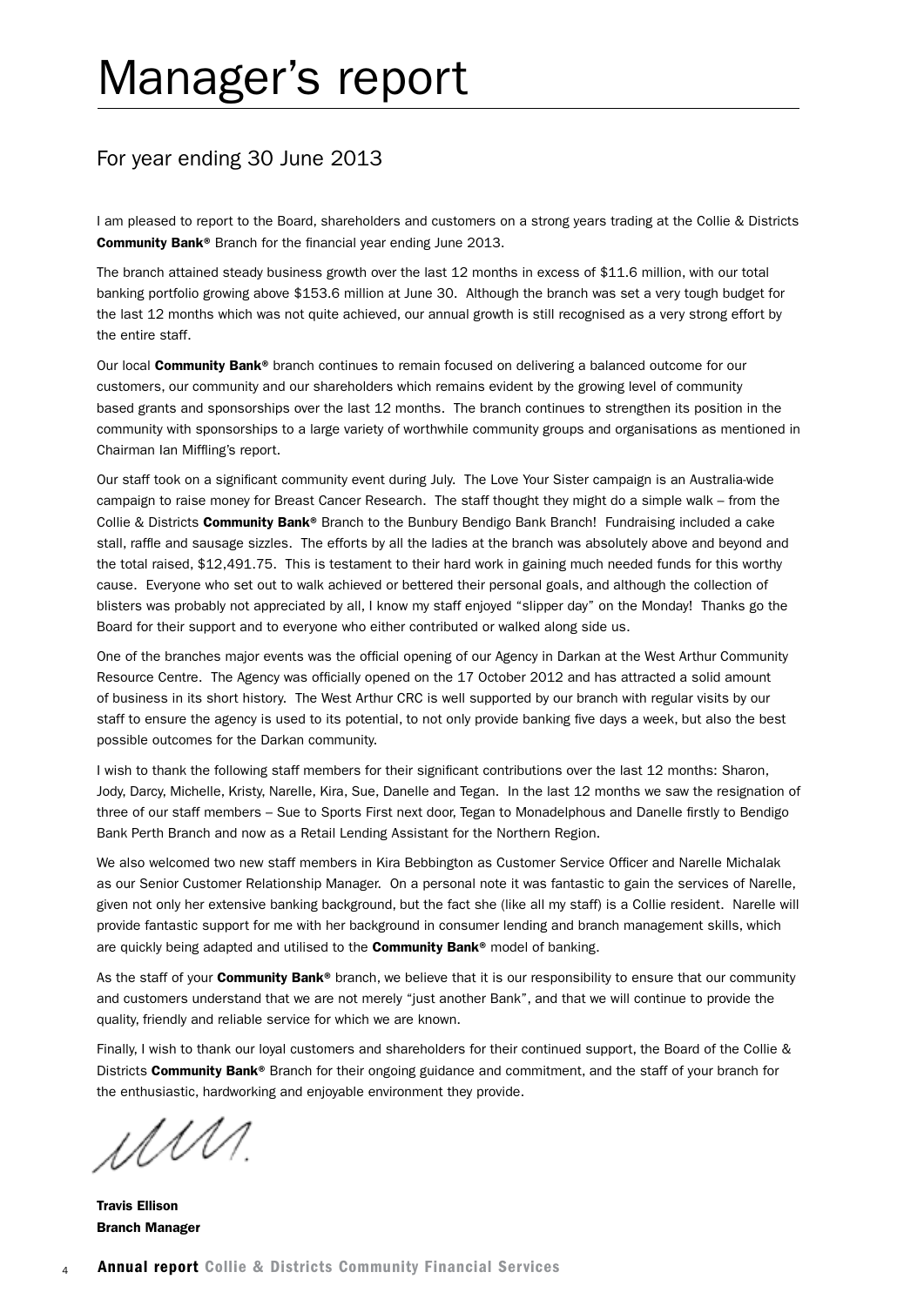# Manager's report

## For year ending 30 June 2013

I am pleased to report to the Board, shareholders and customers on a strong years trading at the Collie & Districts **Community Bank®** Branch for the financial year ending June 2013.

The branch attained steady business growth over the last 12 months in excess of $11.6 million, with our total banking portfolio growing above $153.6 million at June 30. Although the branch was set a very tough budget for the last 12 months which was not quite achieved, our annual growth is still recognised as a very strong effort by the entire staff.

Our local **Community Bank®** branch continues to remain focused on delivering a balanced outcome for our customers, our community and our shareholders which remains evident by the growing level of community based grants and sponsorships over the last 12 months. The branch continues to strengthen its position in the community with sponsorships to a large variety of worthwhile community groups and organisations as mentioned in Chairman Ian Miffling's report.

Our staff took on a significant community event during July. The Love Your Sister campaign is an Australia-wide campaign to raise money for Breast Cancer Research. The staff thought they might do a simple walk – from the Collie & Districts **Community Bank®** Branch to the Bunbury Bendigo Bank Branch! Fundraising included a cake stall, raffle and sausage sizzles. The efforts by all the ladies at the branch was absolutely above and beyond and the total raised, $12,491.75. This is testament to their hard work in gaining much needed funds for this worthy cause. Everyone who set out to walk achieved or bettered their personal goals, and although the collection of blisters was probably not appreciated by all, I know my staff enjoyed "slipper day" on the Monday! Thanks go the Board for their support and to everyone who either contributed or walked along side us.

One of the branches major events was the official opening of our Agency in Darkan at the West Arthur Community Resource Centre. The Agency was officially opened on the 17 October 2012 and has attracted a solid amount of business in its short history. The West Arthur CRC is well supported by our branch with regular visits by our staff to ensure the agency is used to its potential, to not only provide banking five days a week, but also the best possible outcomes for the Darkan community.

I wish to thank the following staff members for their significant contributions over the last 12 months: Sharon, Jody, Darcy, Michelle, Kristy, Narelle, Kira, Sue, Danelle and Tegan. In the last 12 months we saw the resignation of three of our staff members – Sue to Sports First next door, Tegan to Monadelphous and Danelle firstly to Bendigo Bank Perth Branch and now as a Retail Lending Assistant for the Northern Region.

We also welcomed two new staff members in Kira Bebbington as Customer Service Officer and Narelle Michalak as our Senior Customer Relationship Manager. On a personal note it was fantastic to gain the services of Narelle, given not only her extensive banking background, but the fact she (like all my staff) is a Collie resident. Narelle will provide fantastic support for me with her background in consumer lending and branch management skills, which are quickly being adapted and utilised to the **Community Bank®** model of banking.

As the staff of your **Community Bank®** branch, we believe that it is our responsibility to ensure that our community and customers understand that we are not merely "just another Bank", and that we will continue to provide the quality, friendly and reliable service for which we are known.

Finally, I wish to thank our loyal customers and shareholders for their continued support, the Board of the Collie & Districts **Community Bank®** Branch for their ongoing guidance and commitment, and the staff of your branch for the enthusiastic, hardworking and enjoyable environment they provide.

**Travis Ellison**
**Branch Manager**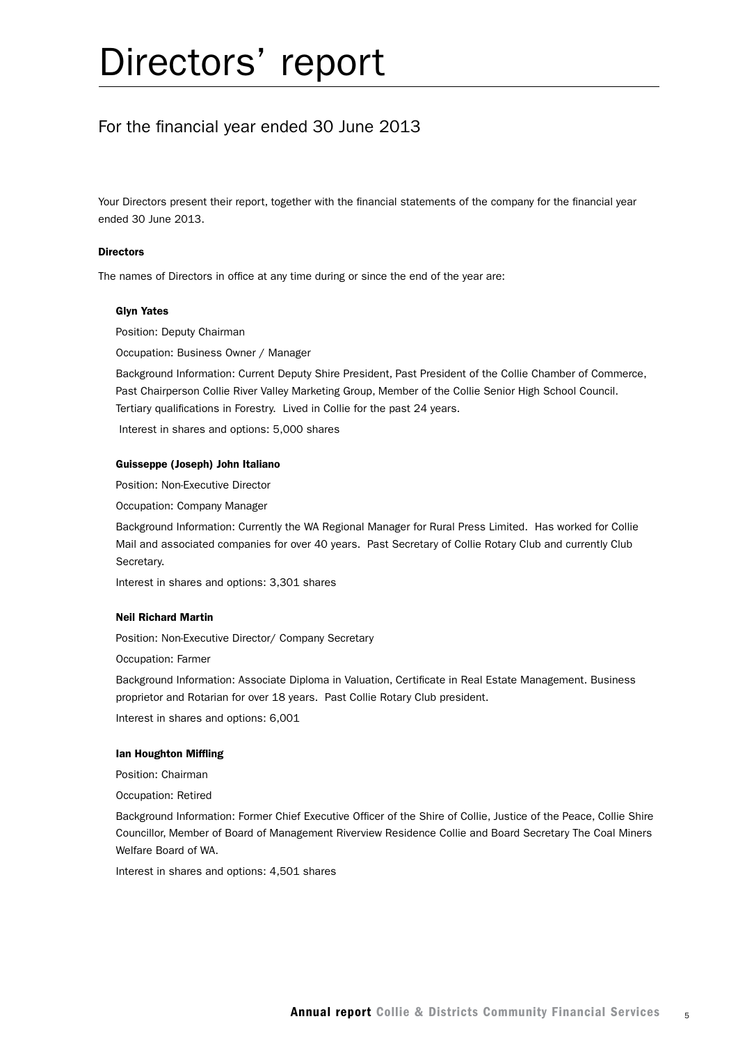# Directors' report

## For the financial year ended 30 June 2013

Your Directors present their report, together with the financial statements of the company for the financial year ended 30 June 2013.

**Directors**

The names of Directors in office at any time during or since the end of the year are:

**Glyn Yates**

Position: Deputy Chairman

Occupation: Business Owner / Manager

Background Information: Current Deputy Shire President, Past President of the Collie Chamber of Commerce, Past Chairperson Collie River Valley Marketing Group, Member of the Collie Senior High School Council. Tertiary qualifications in Forestry. Lived in Collie for the past 24 years.

Interest in shares and options: 5,000 shares

**Guisseppe (Joseph) John Italiano**

Position: Non-Executive Director

Occupation: Company Manager

Background Information: Currently the WA Regional Manager for Rural Press Limited. Has worked for Collie Mail and associated companies for over 40 years. Past Secretary of Collie Rotary Club and currently Club Secretary.

Interest in shares and options: 3,301 shares

**Neil Richard Martin**

Position: Non-Executive Director/ Company Secretary

Occupation: Farmer

Background Information: Associate Diploma in Valuation, Certificate in Real Estate Management. Business proprietor and Rotarian for over 18 years. Past Collie Rotary Club president.

Interest in shares and options: 6,001

**Ian Houghton Miffling**

Position: Chairman

Occupation: Retired

Background Information: Former Chief Executive Officer of the Shire of Collie, Justice of the Peace, Collie Shire Councillor, Member of Board of Management Riverview Residence Collie and Board Secretary The Coal Miners Welfare Board of WA.

Interest in shares and options: 4,501 shares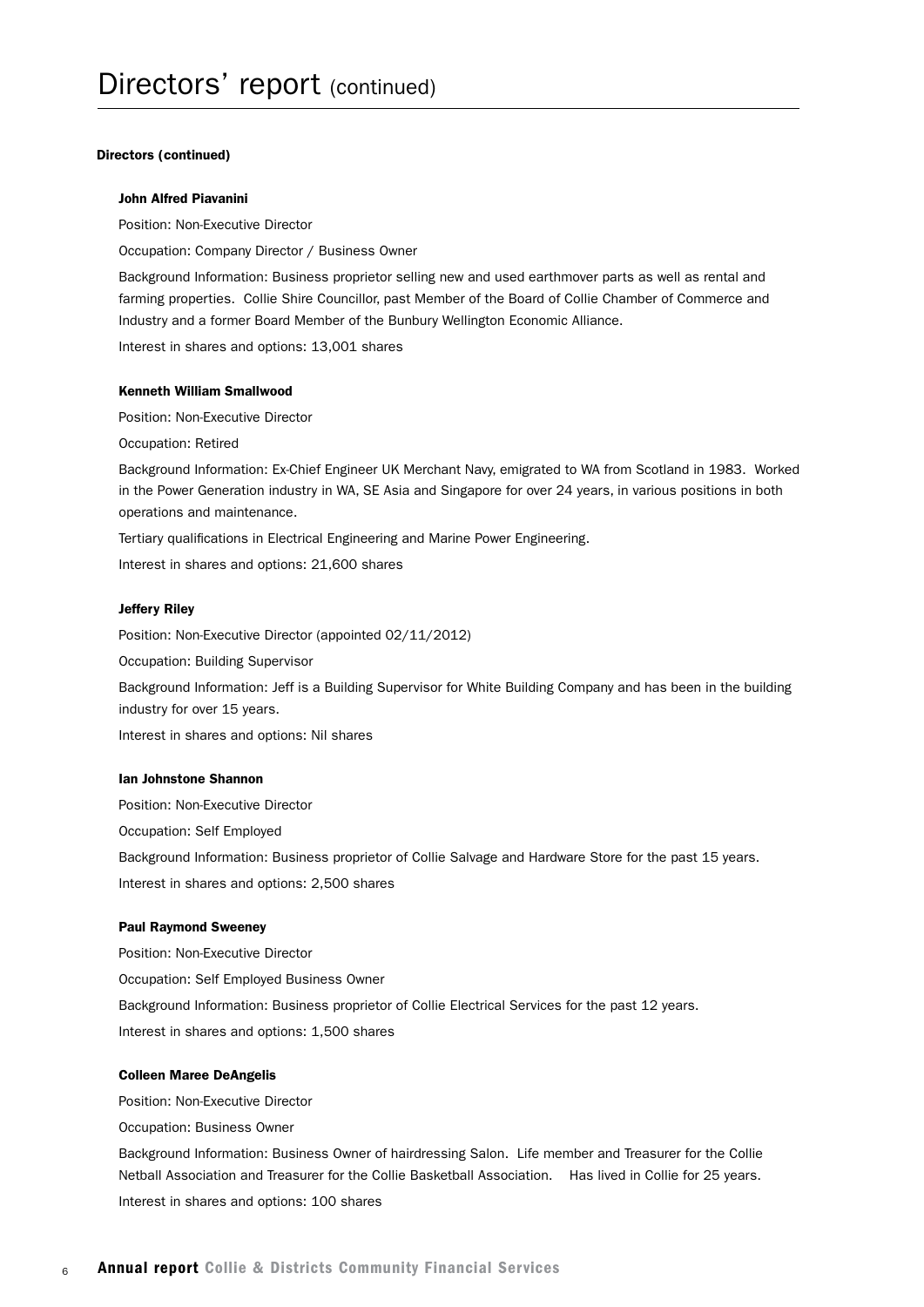# Directors' report (continued)

**Directors (continued)**

**John Alfred Piavanini**

Position: Non-Executive Director

Occupation: Company Director / Business Owner

Background Information: Business proprietor selling new and used earthmover parts as well as rental and farming properties. Collie Shire Councillor, past Member of the Board of Collie Chamber of Commerce and Industry and a former Board Member of the Bunbury Wellington Economic Alliance.

Interest in shares and options: 13,001 shares

**Kenneth William Smallwood**

Position: Non-Executive Director

Occupation: Retired

Background Information: Ex-Chief Engineer UK Merchant Navy, emigrated to WA from Scotland in 1983. Worked in the Power Generation industry in WA, SE Asia and Singapore for over 24 years, in various positions in both operations and maintenance.

Tertiary qualifications in Electrical Engineering and Marine Power Engineering.

Interest in shares and options: 21,600 shares

**Jeffery Riley**

Position: Non-Executive Director (appointed 02/11/2012)

Occupation: Building Supervisor

Background Information: Jeff is a Building Supervisor for White Building Company and has been in the building industry for over 15 years.

Interest in shares and options: Nil shares

**Ian Johnstone Shannon**

Position: Non-Executive Director

Occupation: Self Employed

Background Information: Business proprietor of Collie Salvage and Hardware Store for the past 15 years.

Interest in shares and options: 2,500 shares

**Paul Raymond Sweeney**

Position: Non-Executive Director

Occupation: Self Employed Business Owner

Background Information: Business proprietor of Collie Electrical Services for the past 12 years.

Interest in shares and options: 1,500 shares

**Colleen Maree DeAngelis**

Position: Non-Executive Director

Occupation: Business Owner

Background Information: Business Owner of hairdressing Salon. Life member and Treasurer for the Collie Netball Association and Treasurer for the Collie Basketball Association. Has lived in Collie for 25 years.

Interest in shares and options: 100 shares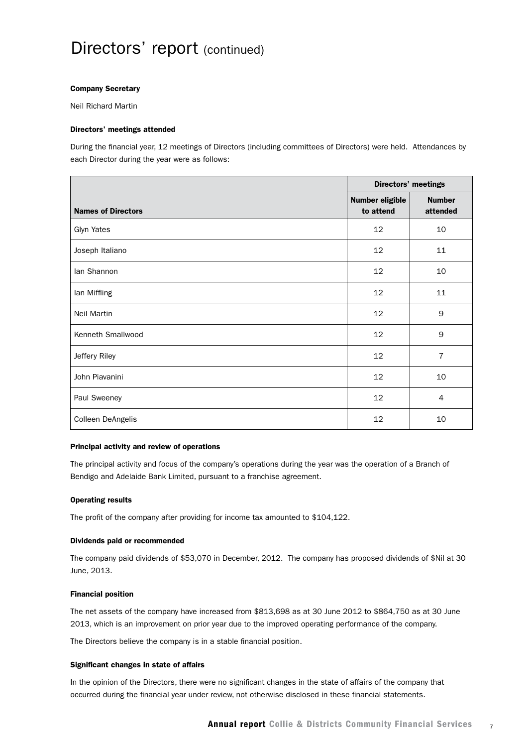# Directors' report (continued)

### Company Secretary

Neil Richard Martin

### Directors' meetings attended

During the financial year, 12 meetings of Directors (including committees of Directors) were held. Attendances by each Director during the year were as follows:

| | Directors' meetings | |
|---|---|---|
| **Names of Directors** | **Number eligible to attend** | **Number attended** |
| Glyn Yates | 12 | 10 |
| Joseph Italiano | 12 | 11 |
| Ian Shannon | 12 | 10 |
| Ian Miffling | 12 | 11 |
| Neil Martin | 12 | 9 |
| Kenneth Smallwood | 12 | 9 |
| Jeffery Riley | 12 | 7 |
| John Piavanini | 12 | 10 |
| Paul Sweeney | 12 | 4 |
| Colleen DeAngelis | 12 | 10 |

### Principal activity and review of operations

The principal activity and focus of the company's operations during the year was the operation of a Branch of Bendigo and Adelaide Bank Limited, pursuant to a franchise agreement.

### Operating results

The profit of the company after providing for income tax amounted to $104,122.

### Dividends paid or recommended

The company paid dividends of $53,070 in December, 2012. The company has proposed dividends of $Nil at 30 June, 2013.

### Financial position

The net assets of the company have increased from $813,698 as at 30 June 2012 to $864,750 as at 30 June 2013, which is an improvement on prior year due to the improved operating performance of the company.

The Directors believe the company is in a stable financial position.

### Significant changes in state of affairs

In the opinion of the Directors, there were no significant changes in the state of affairs of the company that occurred during the financial year under review, not otherwise disclosed in these financial statements.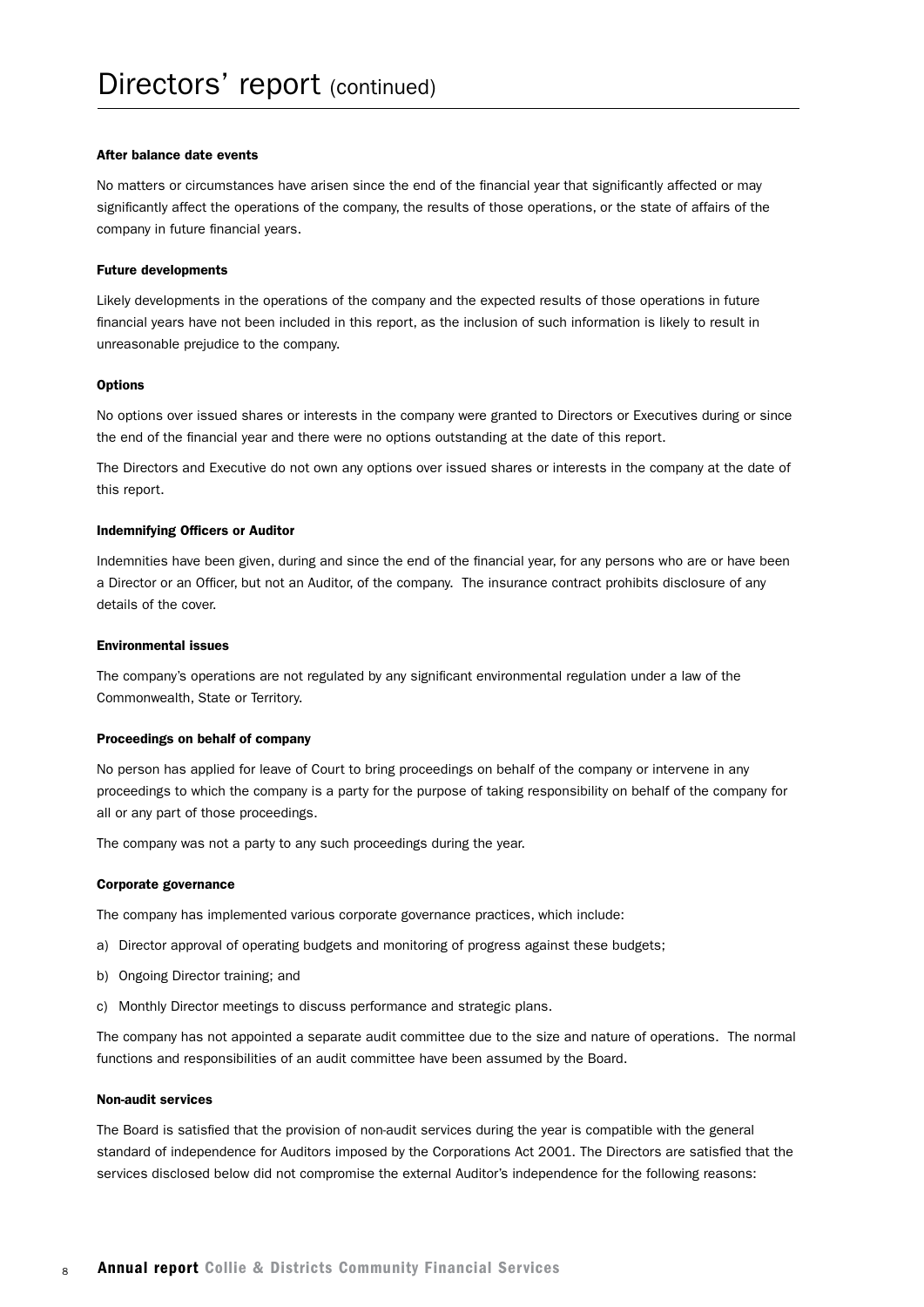# Directors' report (continued)

### After balance date events

No matters or circumstances have arisen since the end of the financial year that significantly affected or may significantly affect the operations of the company, the results of those operations, or the state of affairs of the company in future financial years.

### Future developments

Likely developments in the operations of the company and the expected results of those operations in future financial years have not been included in this report, as the inclusion of such information is likely to result in unreasonable prejudice to the company.

### Options

No options over issued shares or interests in the company were granted to Directors or Executives during or since the end of the financial year and there were no options outstanding at the date of this report.

The Directors and Executive do not own any options over issued shares or interests in the company at the date of this report.

### Indemnifying Officers or Auditor

Indemnities have been given, during and since the end of the financial year, for any persons who are or have been a Director or an Officer, but not an Auditor, of the company. The insurance contract prohibits disclosure of any details of the cover.

### Environmental issues

The company's operations are not regulated by any significant environmental regulation under a law of the Commonwealth, State or Territory.

### Proceedings on behalf of company

No person has applied for leave of Court to bring proceedings on behalf of the company or intervene in any proceedings to which the company is a party for the purpose of taking responsibility on behalf of the company for all or any part of those proceedings.

The company was not a party to any such proceedings during the year.

### Corporate governance

The company has implemented various corporate governance practices, which include:

a) Director approval of operating budgets and monitoring of progress against these budgets;

b) Ongoing Director training; and

c) Monthly Director meetings to discuss performance and strategic plans.

The company has not appointed a separate audit committee due to the size and nature of operations. The normal functions and responsibilities of an audit committee have been assumed by the Board.

### Non-audit services

The Board is satisfied that the provision of non-audit services during the year is compatible with the general standard of independence for Auditors imposed by the Corporations Act 2001. The Directors are satisfied that the services disclosed below did not compromise the external Auditor's independence for the following reasons: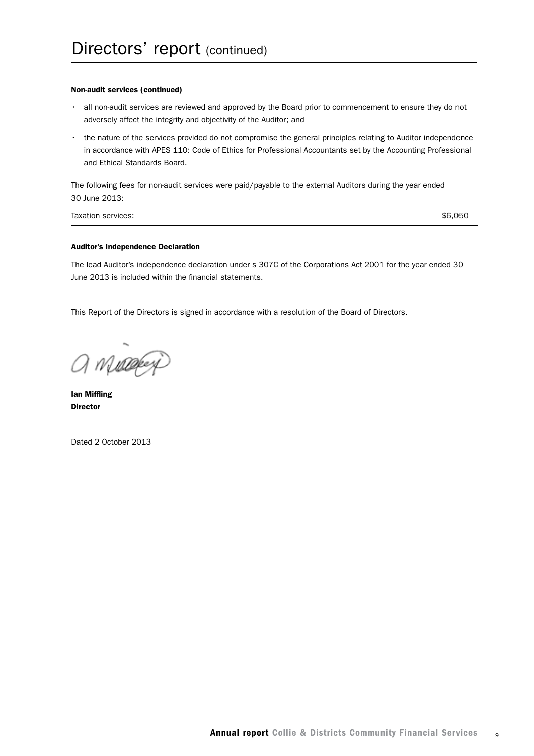# Directors' report (continued)

**Non-audit services (continued)**

- all non-audit services are reviewed and approved by the Board prior to commencement to ensure they do not adversely affect the integrity and objectivity of the Auditor; and
- the nature of the services provided do not compromise the general principles relating to Auditor independence in accordance with APES 110: Code of Ethics for Professional Accountants set by the Accounting Professional and Ethical Standards Board.

The following fees for non-audit services were paid/payable to the external Auditors during the year ended 30 June 2013:

| Taxation services: | $6,050 |
|---|---|

**Auditor's Independence Declaration**

The lead Auditor's independence declaration under s 307C of the Corporations Act 2001 for the year ended 30 June 2013 is included within the financial statements.

This Report of the Directors is signed in accordance with a resolution of the Board of Directors.

**Ian Miffling**
**Director**

Dated 2 October 2013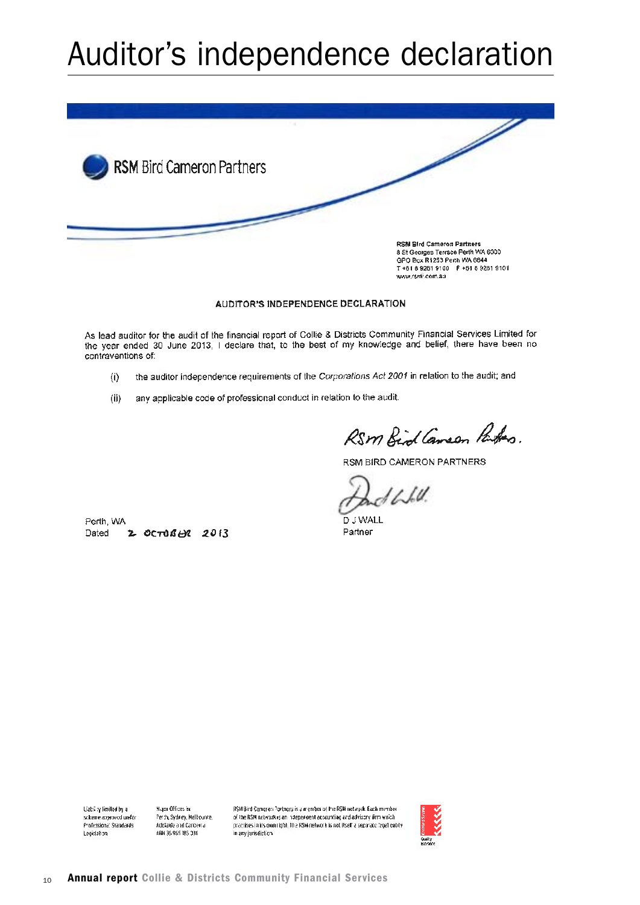# Auditor's independence declaration

RSM Bird Cameron Partners

**RSM Bird Cameron Partners**
8 St Georges Terrace Perth WA 6000
GPO Box R1253 Perth WA 6844
T +61 8 9261 9100 F +61 8 9261 9101
www.rsmi.com.au

**AUDITOR'S INDEPENDENCE DECLARATION**

As lead auditor for the audit of the financial report of Collie & Districts Community Financial Services Limited for the year ended 30 June 2013, I declare that, to the best of my knowledge and belief, there have been no contraventions of:

(i) the auditor independence requirements of the *Corporations Act 2001* in relation to the audit; and

(ii) any applicable code of professional conduct in relation to the audit.

RSM BIRD CAMERON PARTNERS

D J WALL
Partner

Perth, WA
Dated 2 OCTOBER 2013

Liability limited by a scheme approved under Professional Standards Legislation

Major Offices in: Perth, Sydney, Melbourne, Adelaide and Canberra
ABN 36 965 185 036

RSM Bird Cameron Partners is a member of the RSM network. Each member of the RSM network is an independent accounting and advisory firm which practises in its own right. The RSM network is not itself a separate legal entity in any jurisdiction.

Quality ISO 9001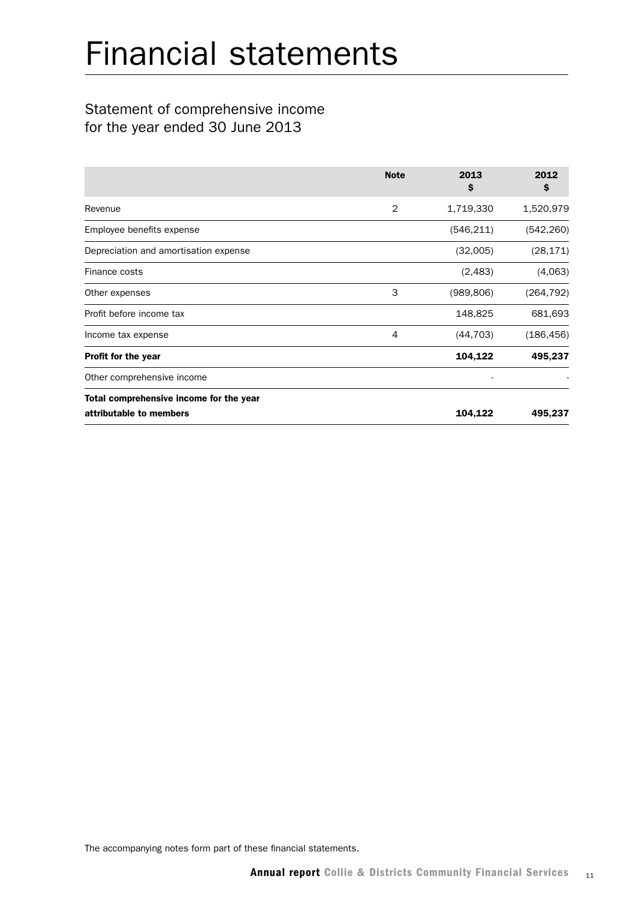# Financial statements

## Statement of comprehensive income for the year ended 30 June 2013

| | Note | 2013 $ | 2012 $ |
|---|---|---|---|
| Revenue | 2 | 1,719,330 | 1,520,979 |
| Employee benefits expense | | (546,211) | (542,260) |
| Depreciation and amortisation expense | | (32,005) | (28,171) |
| Finance costs | | (2,483) | (4,063) |
| Other expenses | 3 | (989,806) | (264,792) |
| Profit before income tax | | 148,825 | 681,693 |
| Income tax expense | 4 | (44,703) | (186,456) |
| **Profit for the year** | | **104,122** | **495,237** |
| Other comprehensive income | | - | - |
| **Total comprehensive income for the year attributable to members** | | **104,122** | **495,237** |

The accompanying notes form part of these financial statements.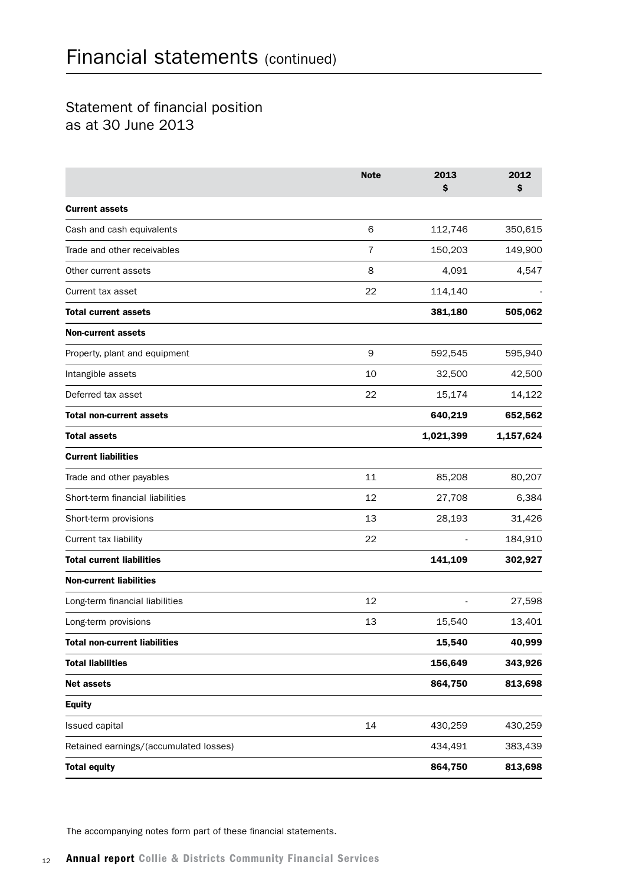# Financial statements (continued)

## Statement of financial position as at 30 June 2013

| | Note | 2013 $ | 2012 $ |
|---|---|---|---|
| **Current assets** | | | |
| Cash and cash equivalents | 6 | 112,746 | 350,615 |
| Trade and other receivables | 7 | 150,203 | 149,900 |
| Other current assets | 8 | 4,091 | 4,547 |
| Current tax asset | 22 | 114,140 | - |
| **Total current assets** | | **381,180** | **505,062** |
| **Non-current assets** | | | |
| Property, plant and equipment | 9 | 592,545 | 595,940 |
| Intangible assets | 10 | 32,500 | 42,500 |
| Deferred tax asset | 22 | 15,174 | 14,122 |
| **Total non-current assets** | | **640,219** | **652,562** |
| **Total assets** | | **1,021,399** | **1,157,624** |
| **Current liabilities** | | | |
| Trade and other payables | 11 | 85,208 | 80,207 |
| Short-term financial liabilities | 12 | 27,708 | 6,384 |
| Short-term provisions | 13 | 28,193 | 31,426 |
| Current tax liability | 22 | - | 184,910 |
| **Total current liabilities** | | **141,109** | **302,927** |
| **Non-current liabilities** | | | |
| Long-term financial liabilities | 12 | - | 27,598 |
| Long-term provisions | 13 | 15,540 | 13,401 |
| **Total non-current liabilities** | | **15,540** | **40,999** |
| **Total liabilities** | | **156,649** | **343,926** |
| **Net assets** | | **864,750** | **813,698** |
| **Equity** | | | |
| Issued capital | 14 | 430,259 | 430,259 |
| Retained earnings/(accumulated losses) | | 434,491 | 383,439 |
| **Total equity** | | **864,750** | **813,698** |

The accompanying notes form part of these financial statements.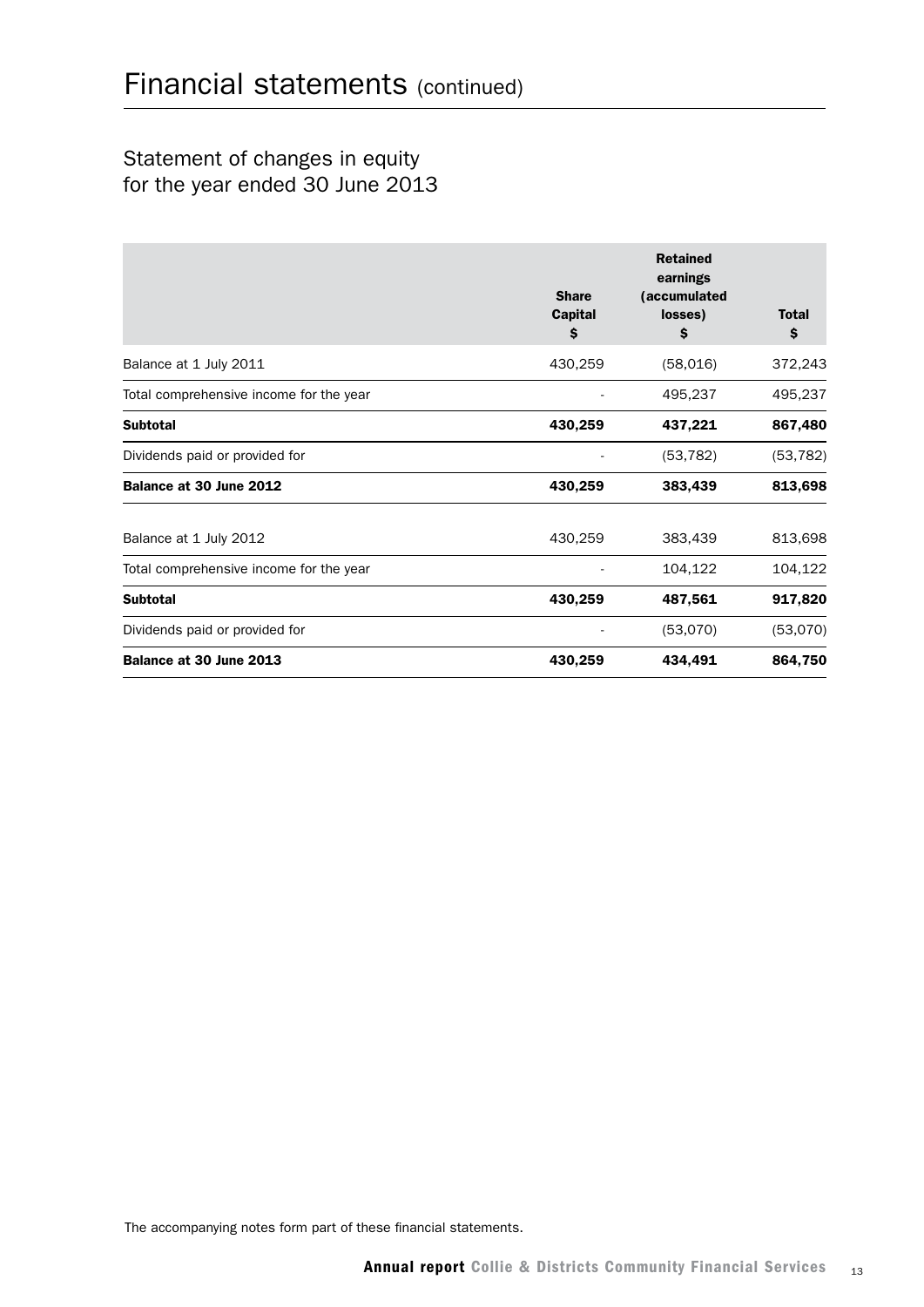# Financial statements (continued)

## Statement of changes in equity for the year ended 30 June 2013

| | Share Capital $ | Retained earnings (accumulated losses) $ | Total $ |
|---|---|---|---|
| Balance at 1 July 2011 | 430,259 | (58,016) | 372,243 |
| Total comprehensive income for the year | - | 495,237 | 495,237 |
| **Subtotal** | **430,259** | **437,221** | **867,480** |
| Dividends paid or provided for | - | (53,782) | (53,782) |
| **Balance at 30 June 2012** | **430,259** | **383,439** | **813,698** |
| Balance at 1 July 2012 | 430,259 | 383,439 | 813,698 |
| Total comprehensive income for the year | - | 104,122 | 104,122 |
| **Subtotal** | **430,259** | **487,561** | **917,820** |
| Dividends paid or provided for | - | (53,070) | (53,070) |
| **Balance at 30 June 2013** | **430,259** | **434,491** | **864,750** |

The accompanying notes form part of these financial statements.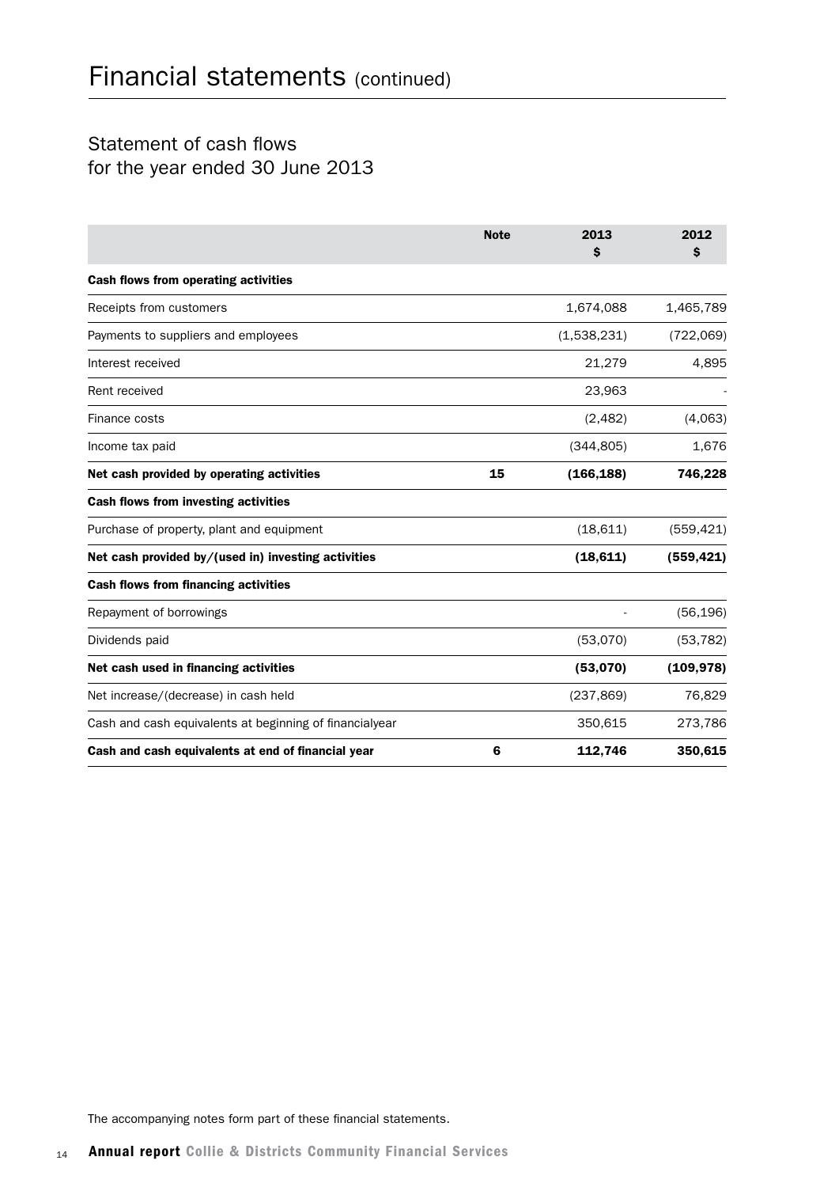# Financial statements (continued)

## Statement of cash flows for the year ended 30 June 2013

| | Note | 2013 $ | 2012 $ |
|---|---|---|---|
| **Cash flows from operating activities** | | | |
| Receipts from customers | | 1,674,088 | 1,465,789 |
| Payments to suppliers and employees | | (1,538,231) | (722,069) |
| Interest received | | 21,279 | 4,895 |
| Rent received | | 23,963 | - |
| Finance costs | | (2,482) | (4,063) |
| Income tax paid | | (344,805) | 1,676 |
| **Net cash provided by operating activities** | **15** | **(166,188)** | **746,228** |
| **Cash flows from investing activities** | | | |
| Purchase of property, plant and equipment | | (18,611) | (559,421) |
| **Net cash provided by/(used in) investing activities** | | **(18,611)** | **(559,421)** |
| **Cash flows from financing activities** | | | |
| Repayment of borrowings | | - | (56,196) |
| Dividends paid | | (53,070) | (53,782) |
| **Net cash used in financing activities** | | **(53,070)** | **(109,978)** |
| Net increase/(decrease) in cash held | | (237,869) | 76,829 |
| Cash and cash equivalents at beginning of financialyear | | 350,615 | 273,786 |
| **Cash and cash equivalents at end of financial year** | **6** | **112,746** | **350,615** |

The accompanying notes form part of these financial statements.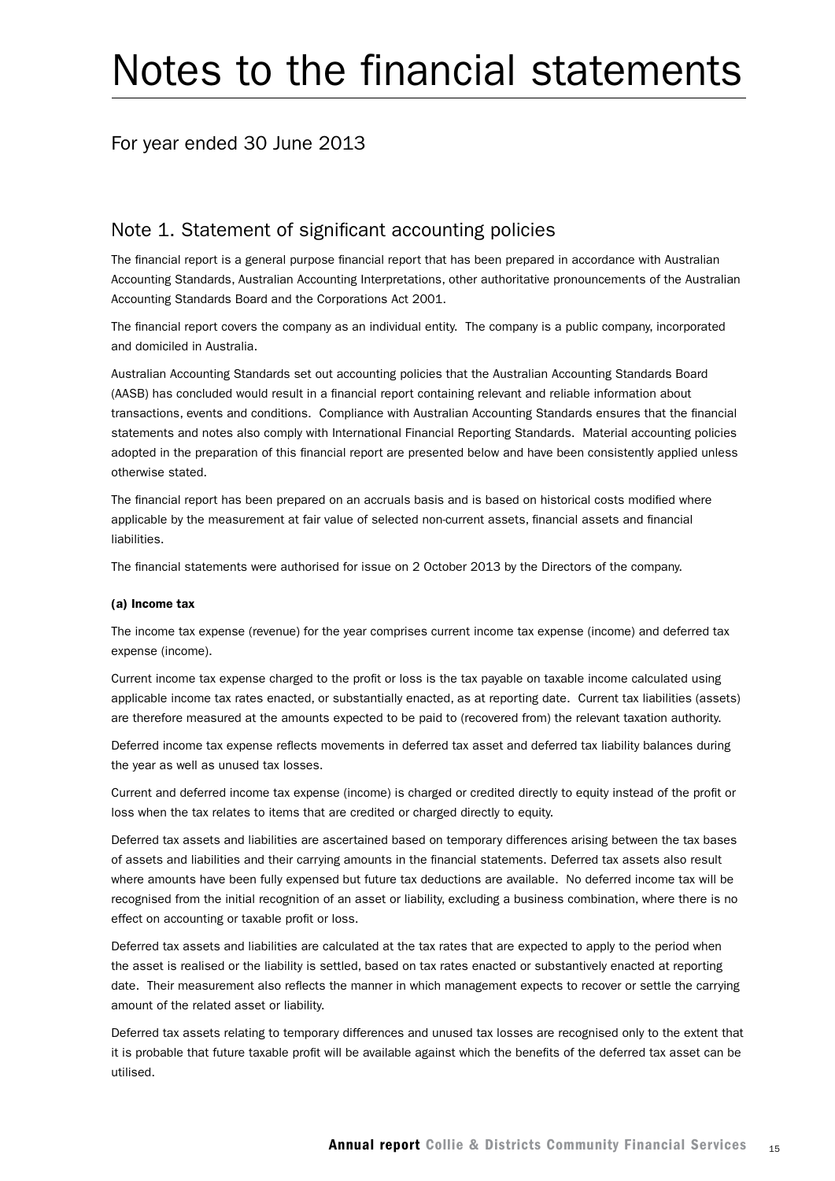# Notes to the financial statements

## For year ended 30 June 2013

## Note 1. Statement of significant accounting policies

The financial report is a general purpose financial report that has been prepared in accordance with Australian Accounting Standards, Australian Accounting Interpretations, other authoritative pronouncements of the Australian Accounting Standards Board and the Corporations Act 2001.

The financial report covers the company as an individual entity. The company is a public company, incorporated and domiciled in Australia.

Australian Accounting Standards set out accounting policies that the Australian Accounting Standards Board (AASB) has concluded would result in a financial report containing relevant and reliable information about transactions, events and conditions. Compliance with Australian Accounting Standards ensures that the financial statements and notes also comply with International Financial Reporting Standards. Material accounting policies adopted in the preparation of this financial report are presented below and have been consistently applied unless otherwise stated.

The financial report has been prepared on an accruals basis and is based on historical costs modified where applicable by the measurement at fair value of selected non-current assets, financial assets and financial liabilities.

The financial statements were authorised for issue on 2 October 2013 by the Directors of the company.

#### (a) Income tax

The income tax expense (revenue) for the year comprises current income tax expense (income) and deferred tax expense (income).

Current income tax expense charged to the profit or loss is the tax payable on taxable income calculated using applicable income tax rates enacted, or substantially enacted, as at reporting date. Current tax liabilities (assets) are therefore measured at the amounts expected to be paid to (recovered from) the relevant taxation authority.

Deferred income tax expense reflects movements in deferred tax asset and deferred tax liability balances during the year as well as unused tax losses.

Current and deferred income tax expense (income) is charged or credited directly to equity instead of the profit or loss when the tax relates to items that are credited or charged directly to equity.

Deferred tax assets and liabilities are ascertained based on temporary differences arising between the tax bases of assets and liabilities and their carrying amounts in the financial statements. Deferred tax assets also result where amounts have been fully expensed but future tax deductions are available. No deferred income tax will be recognised from the initial recognition of an asset or liability, excluding a business combination, where there is no effect on accounting or taxable profit or loss.

Deferred tax assets and liabilities are calculated at the tax rates that are expected to apply to the period when the asset is realised or the liability is settled, based on tax rates enacted or substantively enacted at reporting date. Their measurement also reflects the manner in which management expects to recover or settle the carrying amount of the related asset or liability.

Deferred tax assets relating to temporary differences and unused tax losses are recognised only to the extent that it is probable that future taxable profit will be available against which the benefits of the deferred tax asset can be utilised.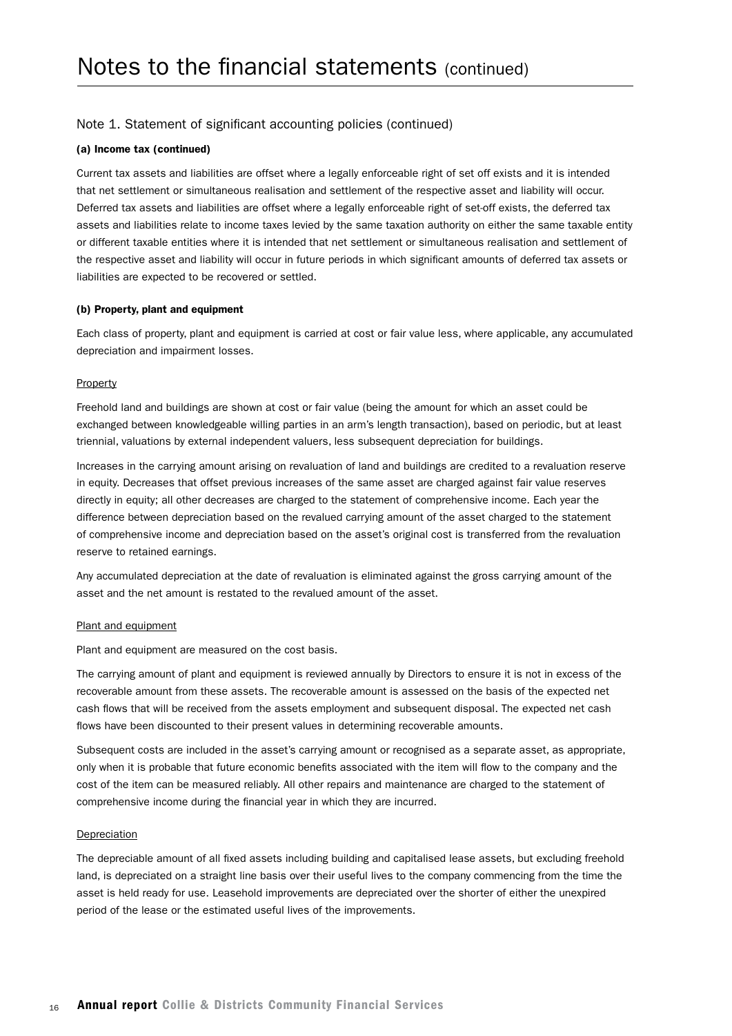# Notes to the financial statements (continued)

## Note 1. Statement of significant accounting policies (continued)

### (a) Income tax (continued)

Current tax assets and liabilities are offset where a legally enforceable right of set off exists and it is intended that net settlement or simultaneous realisation and settlement of the respective asset and liability will occur. Deferred tax assets and liabilities are offset where a legally enforceable right of set-off exists, the deferred tax assets and liabilities relate to income taxes levied by the same taxation authority on either the same taxable entity or different taxable entities where it is intended that net settlement or simultaneous realisation and settlement of the respective asset and liability will occur in future periods in which significant amounts of deferred tax assets or liabilities are expected to be recovered or settled.

### (b) Property, plant and equipment

Each class of property, plant and equipment is carried at cost or fair value less, where applicable, any accumulated depreciation and impairment losses.

#### Property

Freehold land and buildings are shown at cost or fair value (being the amount for which an asset could be exchanged between knowledgeable willing parties in an arm's length transaction), based on periodic, but at least triennial, valuations by external independent valuers, less subsequent depreciation for buildings.

Increases in the carrying amount arising on revaluation of land and buildings are credited to a revaluation reserve in equity. Decreases that offset previous increases of the same asset are charged against fair value reserves directly in equity; all other decreases are charged to the statement of comprehensive income. Each year the difference between depreciation based on the revalued carrying amount of the asset charged to the statement of comprehensive income and depreciation based on the asset's original cost is transferred from the revaluation reserve to retained earnings.

Any accumulated depreciation at the date of revaluation is eliminated against the gross carrying amount of the asset and the net amount is restated to the revalued amount of the asset.

#### Plant and equipment

Plant and equipment are measured on the cost basis.

The carrying amount of plant and equipment is reviewed annually by Directors to ensure it is not in excess of the recoverable amount from these assets. The recoverable amount is assessed on the basis of the expected net cash flows that will be received from the assets employment and subsequent disposal. The expected net cash flows have been discounted to their present values in determining recoverable amounts.

Subsequent costs are included in the asset's carrying amount or recognised as a separate asset, as appropriate, only when it is probable that future economic benefits associated with the item will flow to the company and the cost of the item can be measured reliably. All other repairs and maintenance are charged to the statement of comprehensive income during the financial year in which they are incurred.

#### Depreciation

The depreciable amount of all fixed assets including building and capitalised lease assets, but excluding freehold land, is depreciated on a straight line basis over their useful lives to the company commencing from the time the asset is held ready for use. Leasehold improvements are depreciated over the shorter of either the unexpired period of the lease or the estimated useful lives of the improvements.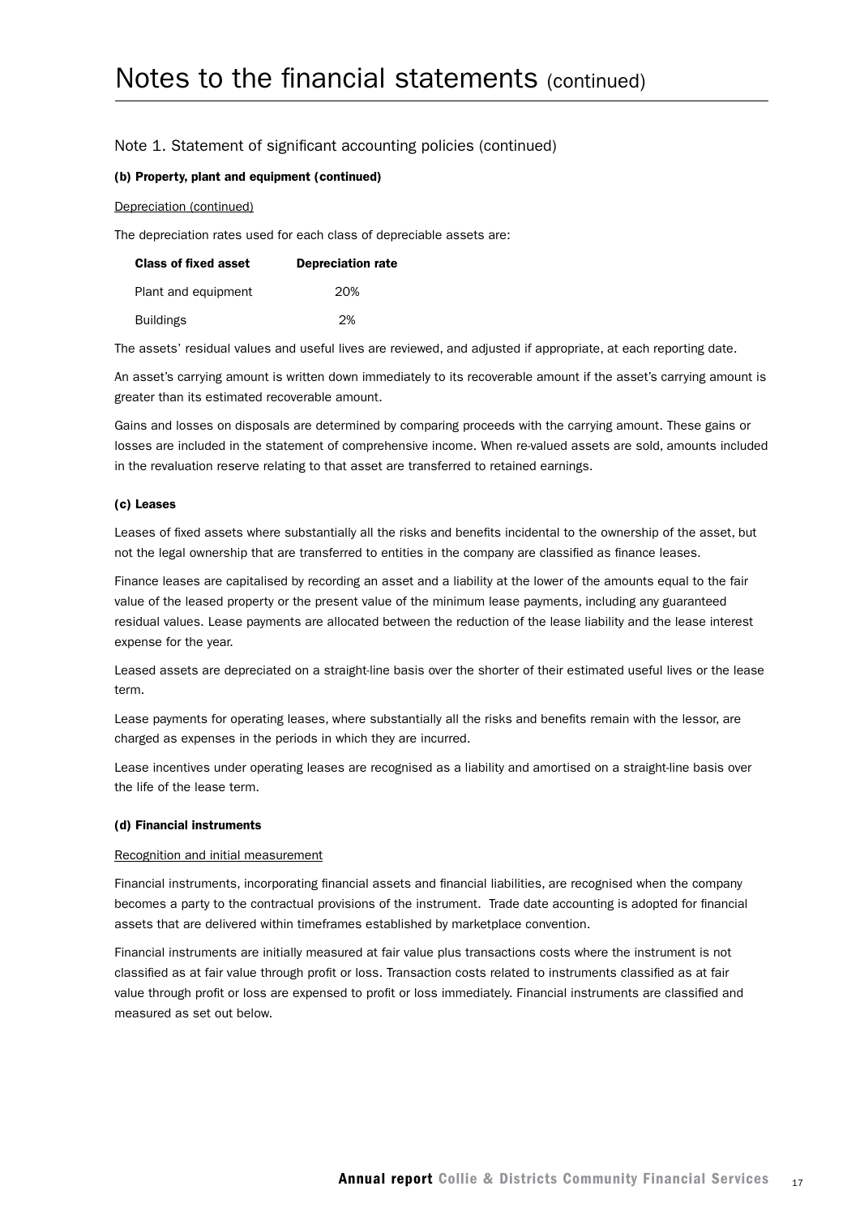# Notes to the financial statements (continued)

## Note 1. Statement of significant accounting policies (continued)

### (b) Property, plant and equipment (continued)

Depreciation (continued)

The depreciation rates used for each class of depreciable assets are:

| Class of fixed asset | Depreciation rate |
| --- | --- |
| Plant and equipment | 20% |
| Buildings | 2% |

The assets' residual values and useful lives are reviewed, and adjusted if appropriate, at each reporting date.

An asset's carrying amount is written down immediately to its recoverable amount if the asset's carrying amount is greater than its estimated recoverable amount.

Gains and losses on disposals are determined by comparing proceeds with the carrying amount. These gains or losses are included in the statement of comprehensive income. When re-valued assets are sold, amounts included in the revaluation reserve relating to that asset are transferred to retained earnings.

### (c) Leases

Leases of fixed assets where substantially all the risks and benefits incidental to the ownership of the asset, but not the legal ownership that are transferred to entities in the company are classified as finance leases.

Finance leases are capitalised by recording an asset and a liability at the lower of the amounts equal to the fair value of the leased property or the present value of the minimum lease payments, including any guaranteed residual values. Lease payments are allocated between the reduction of the lease liability and the lease interest expense for the year.

Leased assets are depreciated on a straight-line basis over the shorter of their estimated useful lives or the lease term.

Lease payments for operating leases, where substantially all the risks and benefits remain with the lessor, are charged as expenses in the periods in which they are incurred.

Lease incentives under operating leases are recognised as a liability and amortised on a straight-line basis over the life of the lease term.

### (d) Financial instruments

Recognition and initial measurement

Financial instruments, incorporating financial assets and financial liabilities, are recognised when the company becomes a party to the contractual provisions of the instrument. Trade date accounting is adopted for financial assets that are delivered within timeframes established by marketplace convention.

Financial instruments are initially measured at fair value plus transactions costs where the instrument is not classified as at fair value through profit or loss. Transaction costs related to instruments classified as at fair value through profit or loss are expensed to profit or loss immediately. Financial instruments are classified and measured as set out below.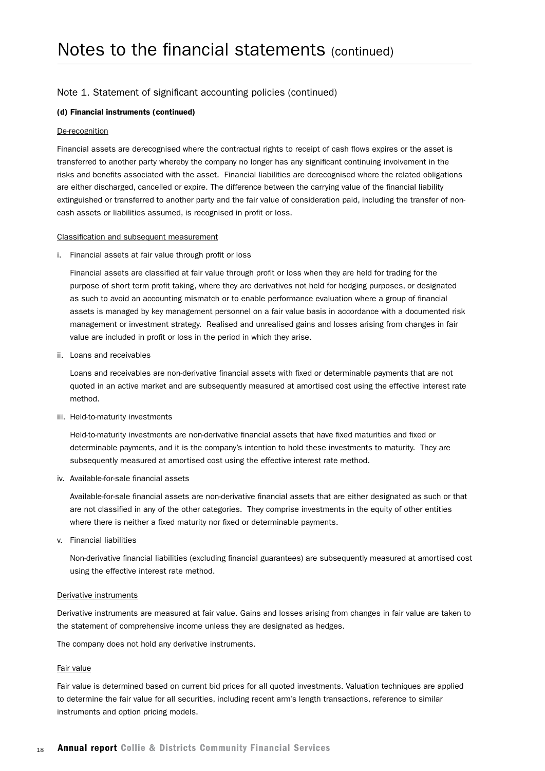# Notes to the financial statements (continued)

## Note 1. Statement of significant accounting policies (continued)

### (d) Financial instruments (continued)

De-recognition

Financial assets are derecognised where the contractual rights to receipt of cash flows expires or the asset is transferred to another party whereby the company no longer has any significant continuing involvement in the risks and benefits associated with the asset. Financial liabilities are derecognised where the related obligations are either discharged, cancelled or expire. The difference between the carrying value of the financial liability extinguished or transferred to another party and the fair value of consideration paid, including the transfer of non-cash assets or liabilities assumed, is recognised in profit or loss.

Classification and subsequent measurement

i. Financial assets at fair value through profit or loss

   Financial assets are classified at fair value through profit or loss when they are held for trading for the purpose of short term profit taking, where they are derivatives not held for hedging purposes, or designated as such to avoid an accounting mismatch or to enable performance evaluation where a group of financial assets is managed by key management personnel on a fair value basis in accordance with a documented risk management or investment strategy. Realised and unrealised gains and losses arising from changes in fair value are included in profit or loss in the period in which they arise.

ii. Loans and receivables

   Loans and receivables are non-derivative financial assets with fixed or determinable payments that are not quoted in an active market and are subsequently measured at amortised cost using the effective interest rate method.

iii. Held-to-maturity investments

   Held-to-maturity investments are non-derivative financial assets that have fixed maturities and fixed or determinable payments, and it is the company's intention to hold these investments to maturity. They are subsequently measured at amortised cost using the effective interest rate method.

iv. Available-for-sale financial assets

   Available-for-sale financial assets are non-derivative financial assets that are either designated as such or that are not classified in any of the other categories. They comprise investments in the equity of other entities where there is neither a fixed maturity nor fixed or determinable payments.

v. Financial liabilities

   Non-derivative financial liabilities (excluding financial guarantees) are subsequently measured at amortised cost using the effective interest rate method.

Derivative instruments

Derivative instruments are measured at fair value. Gains and losses arising from changes in fair value are taken to the statement of comprehensive income unless they are designated as hedges.

The company does not hold any derivative instruments.

Fair value

Fair value is determined based on current bid prices for all quoted investments. Valuation techniques are applied to determine the fair value for all securities, including recent arm's length transactions, reference to similar instruments and option pricing models.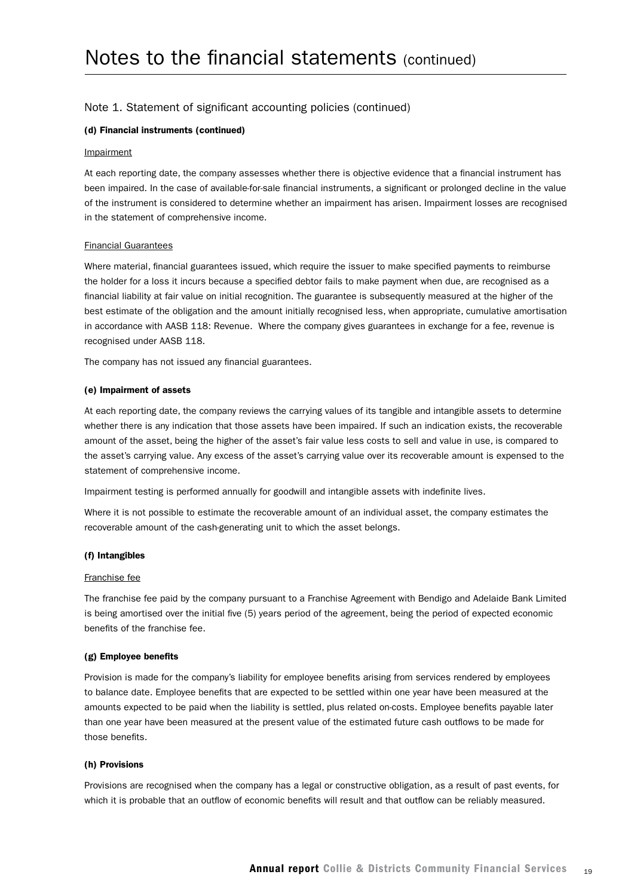# Notes to the financial statements (continued)

## Note 1. Statement of significant accounting policies (continued)

### (d) Financial instruments (continued)

Impairment

At each reporting date, the company assesses whether there is objective evidence that a financial instrument has been impaired. In the case of available-for-sale financial instruments, a significant or prolonged decline in the value of the instrument is considered to determine whether an impairment has arisen. Impairment losses are recognised in the statement of comprehensive income.

Financial Guarantees

Where material, financial guarantees issued, which require the issuer to make specified payments to reimburse the holder for a loss it incurs because a specified debtor fails to make payment when due, are recognised as a financial liability at fair value on initial recognition. The guarantee is subsequently measured at the higher of the best estimate of the obligation and the amount initially recognised less, when appropriate, cumulative amortisation in accordance with AASB 118: Revenue. Where the company gives guarantees in exchange for a fee, revenue is recognised under AASB 118.

The company has not issued any financial guarantees.

### (e) Impairment of assets

At each reporting date, the company reviews the carrying values of its tangible and intangible assets to determine whether there is any indication that those assets have been impaired. If such an indication exists, the recoverable amount of the asset, being the higher of the asset's fair value less costs to sell and value in use, is compared to the asset's carrying value. Any excess of the asset's carrying value over its recoverable amount is expensed to the statement of comprehensive income.

Impairment testing is performed annually for goodwill and intangible assets with indefinite lives.

Where it is not possible to estimate the recoverable amount of an individual asset, the company estimates the recoverable amount of the cash-generating unit to which the asset belongs.

### (f) Intangibles

Franchise fee

The franchise fee paid by the company pursuant to a Franchise Agreement with Bendigo and Adelaide Bank Limited is being amortised over the initial five (5) years period of the agreement, being the period of expected economic benefits of the franchise fee.

### (g) Employee benefits

Provision is made for the company's liability for employee benefits arising from services rendered by employees to balance date. Employee benefits that are expected to be settled within one year have been measured at the amounts expected to be paid when the liability is settled, plus related on-costs. Employee benefits payable later than one year have been measured at the present value of the estimated future cash outflows to be made for those benefits.

### (h) Provisions

Provisions are recognised when the company has a legal or constructive obligation, as a result of past events, for which it is probable that an outflow of economic benefits will result and that outflow can be reliably measured.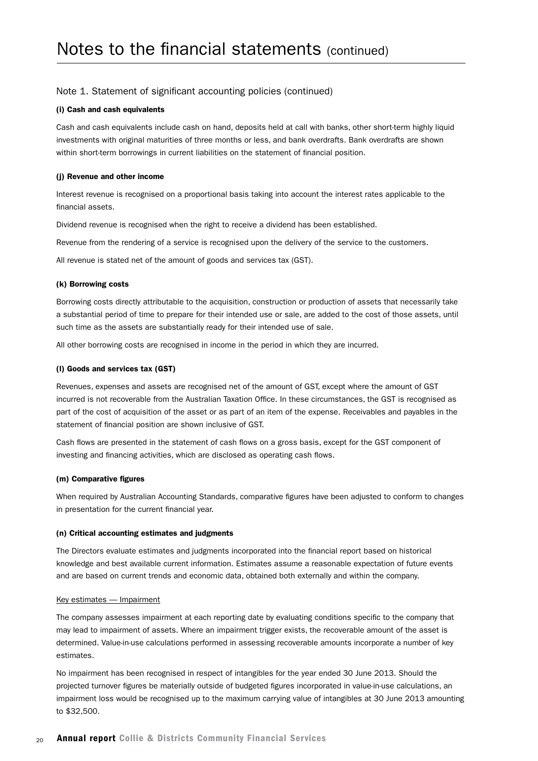# Notes to the financial statements (continued)

## Note 1. Statement of significant accounting policies (continued)

**(i) Cash and cash equivalents**

Cash and cash equivalents include cash on hand, deposits held at call with banks, other short-term highly liquid investments with original maturities of three months or less, and bank overdrafts. Bank overdrafts are shown within short-term borrowings in current liabilities on the statement of financial position.

**(j) Revenue and other income**

Interest revenue is recognised on a proportional basis taking into account the interest rates applicable to the financial assets.

Dividend revenue is recognised when the right to receive a dividend has been established.

Revenue from the rendering of a service is recognised upon the delivery of the service to the customers.

All revenue is stated net of the amount of goods and services tax (GST).

**(k) Borrowing costs**

Borrowing costs directly attributable to the acquisition, construction or production of assets that necessarily take a substantial period of time to prepare for their intended use or sale, are added to the cost of those assets, until such time as the assets are substantially ready for their intended use of sale.

All other borrowing costs are recognised in income in the period in which they are incurred.

**(l) Goods and services tax (GST)**

Revenues, expenses and assets are recognised net of the amount of GST, except where the amount of GST incurred is not recoverable from the Australian Taxation Office. In these circumstances, the GST is recognised as part of the cost of acquisition of the asset or as part of an item of the expense. Receivables and payables in the statement of financial position are shown inclusive of GST.

Cash flows are presented in the statement of cash flows on a gross basis, except for the GST component of investing and financing activities, which are disclosed as operating cash flows.

**(m) Comparative figures**

When required by Australian Accounting Standards, comparative figures have been adjusted to conform to changes in presentation for the current financial year.

**(n) Critical accounting estimates and judgments**

The Directors evaluate estimates and judgments incorporated into the financial report based on historical knowledge and best available current information. Estimates assume a reasonable expectation of future events and are based on current trends and economic data, obtained both externally and within the company.

Key estimates — Impairment

The company assesses impairment at each reporting date by evaluating conditions specific to the company that may lead to impairment of assets. Where an impairment trigger exists, the recoverable amount of the asset is determined. Value-in-use calculations performed in assessing recoverable amounts incorporate a number of key estimates.

No impairment has been recognised in respect of intangibles for the year ended 30 June 2013. Should the projected turnover figures be materially outside of budgeted figures incorporated in value-in-use calculations, an impairment loss would be recognised up to the maximum carrying value of intangibles at 30 June 2013 amounting to $32,500.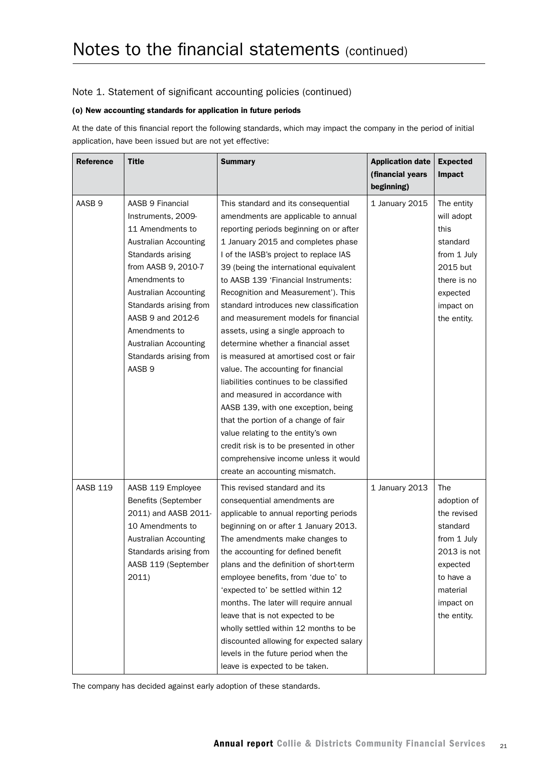# Notes to the financial statements (continued)

## Note 1. Statement of significant accounting policies (continued)

### (o) New accounting standards for application in future periods

At the date of this financial report the following standards, which may impact the company in the period of initial application, have been issued but are not yet effective:

| Reference | Title | Summary | Application date (financial years beginning) | Expected Impact |
|---|---|---|---|---|
| AASB 9 | AASB 9 Financial Instruments, 2009-11 Amendments to Australian Accounting Standards arising from AASB 9, 2010-7 Amendments to Australian Accounting Standards arising from AASB 9 and 2012-6 Amendments to Australian Accounting Standards arising from AASB 9 | This standard and its consequential amendments are applicable to annual reporting periods beginning on or after 1 January 2015 and completes phase I of the IASB's project to replace IAS 39 (being the international equivalent to AASB 139 'Financial Instruments: Recognition and Measurement'). This standard introduces new classification and measurement models for financial assets, using a single approach to determine whether a financial asset is measured at amortised cost or fair value. The accounting for financial liabilities continues to be classified and measured in accordance with AASB 139, with one exception, being that the portion of a change of fair value relating to the entity's own credit risk is to be presented in other comprehensive income unless it would create an accounting mismatch. | 1 January 2015 | The entity will adopt this standard from 1 July 2015 but there is no expected impact on the entity. |
| AASB 119 | AASB 119 Employee Benefits (September 2011) and AASB 2011-10 Amendments to Australian Accounting Standards arising from AASB 119 (September 2011) | This revised standard and its consequential amendments are applicable to annual reporting periods beginning on or after 1 January 2013. The amendments make changes to the accounting for defined benefit plans and the definition of short-term employee benefits, from 'due to' to 'expected to' be settled within 12 months. The later will require annual leave that is not expected to be wholly settled within 12 months to be discounted allowing for expected salary levels in the future period when the leave is expected to be taken. | 1 January 2013 | The adoption of the revised standard from 1 July 2013 is not expected to have a material impact on the entity. |

The company has decided against early adoption of these standards.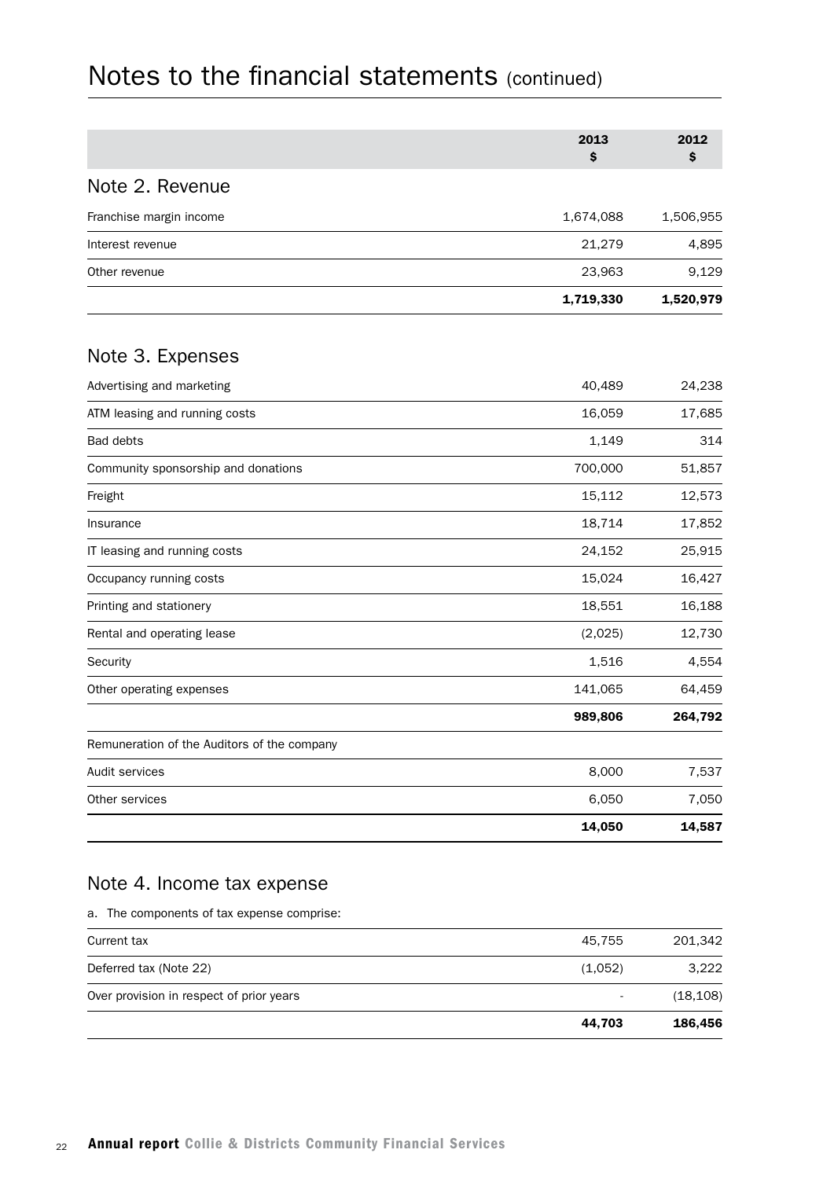# Notes to the financial statements (continued)

| | 2013<br>$ | 2012<br>$ |
|---|---|---|
| **Note 2. Revenue** | | |
| Franchise margin income | 1,674,088 | 1,506,955 |
| Interest revenue | 21,279 | 4,895 |
| Other revenue | 23,963 | 9,129 |
| | **1,719,330** | **1,520,979** |

## Note 3. Expenses

| | 2013<br>$ | 2012<br>$ |
|---|---|---|
| Advertising and marketing | 40,489 | 24,238 |
| ATM leasing and running costs | 16,059 | 17,685 |
| Bad debts | 1,149 | 314 |
| Community sponsorship and donations | 700,000 | 51,857 |
| Freight | 15,112 | 12,573 |
| Insurance | 18,714 | 17,852 |
| IT leasing and running costs | 24,152 | 25,915 |
| Occupancy running costs | 15,024 | 16,427 |
| Printing and stationery | 18,551 | 16,188 |
| Rental and operating lease | (2,025) | 12,730 |
| Security | 1,516 | 4,554 |
| Other operating expenses | 141,065 | 64,459 |
| | **989,806** | **264,792** |
| Remuneration of the Auditors of the company | | |
| Audit services | 8,000 | 7,537 |
| Other services | 6,050 | 7,050 |
| | **14,050** | **14,587** |

## Note 4. Income tax expense

a. The components of tax expense comprise:

| | 2013<br>$ | 2012<br>$ |
|---|---|---|
| Current tax | 45,755 | 201,342 |
| Deferred tax (Note 22) | (1,052) | 3,222 |
| Over provision in respect of prior years | - | (18,108) |
| | **44,703** | **186,456** |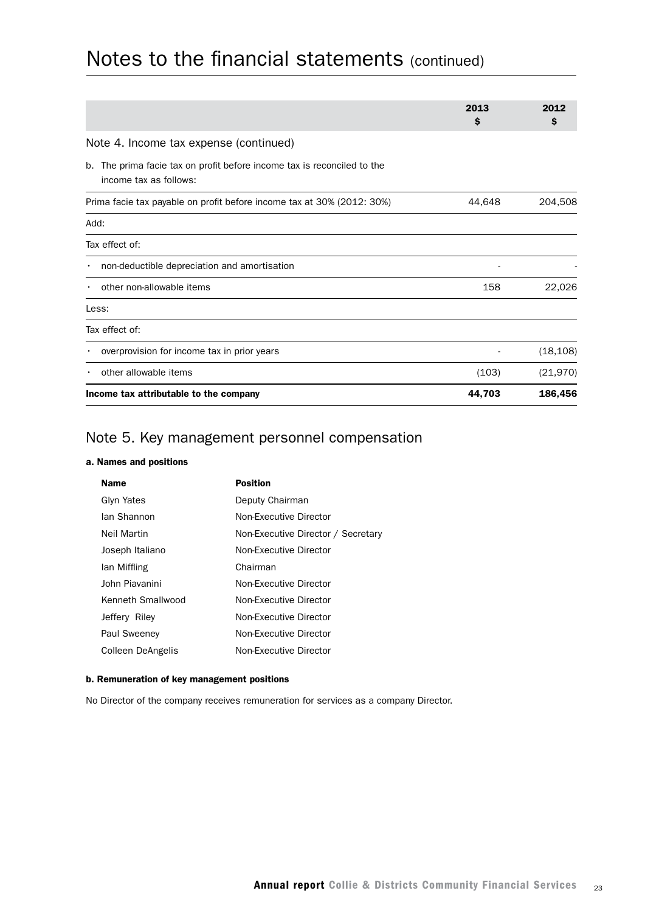# Notes to the financial statements (continued)

| | 2013 $ | 2012 $ |
|---|---|---|
| **Note 4. Income tax expense (continued)** | | |
| b. The prima facie tax on profit before income tax is reconciled to the income tax as follows: | | |
| Prima facie tax payable on profit before income tax at 30% (2012: 30%) | 44,648 | 204,508 |
| Add: | | |
| Tax effect of: | | |
| • non-deductible depreciation and amortisation | - | - |
| • other non-allowable items | 158 | 22,026 |
| Less: | | |
| Tax effect of: | | |
| • overprovision for income tax in prior years | - | (18,108) |
| • other allowable items | (103) | (21,970) |
| **Income tax attributable to the company** | **44,703** | **186,456** |

## Note 5. Key management personnel compensation

**a. Names and positions**

| Name | Position |
|---|---|
| Glyn Yates | Deputy Chairman |
| Ian Shannon | Non-Executive Director |
| Neil Martin | Non-Executive Director / Secretary |
| Joseph Italiano | Non-Executive Director |
| Ian Miffling | Chairman |
| John Piavanini | Non-Executive Director |
| Kenneth Smallwood | Non-Executive Director |
| Jeffery Riley | Non-Executive Director |
| Paul Sweeney | Non-Executive Director |
| Colleen DeAngelis | Non-Executive Director |

**b. Remuneration of key management positions**

No Director of the company receives remuneration for services as a company Director.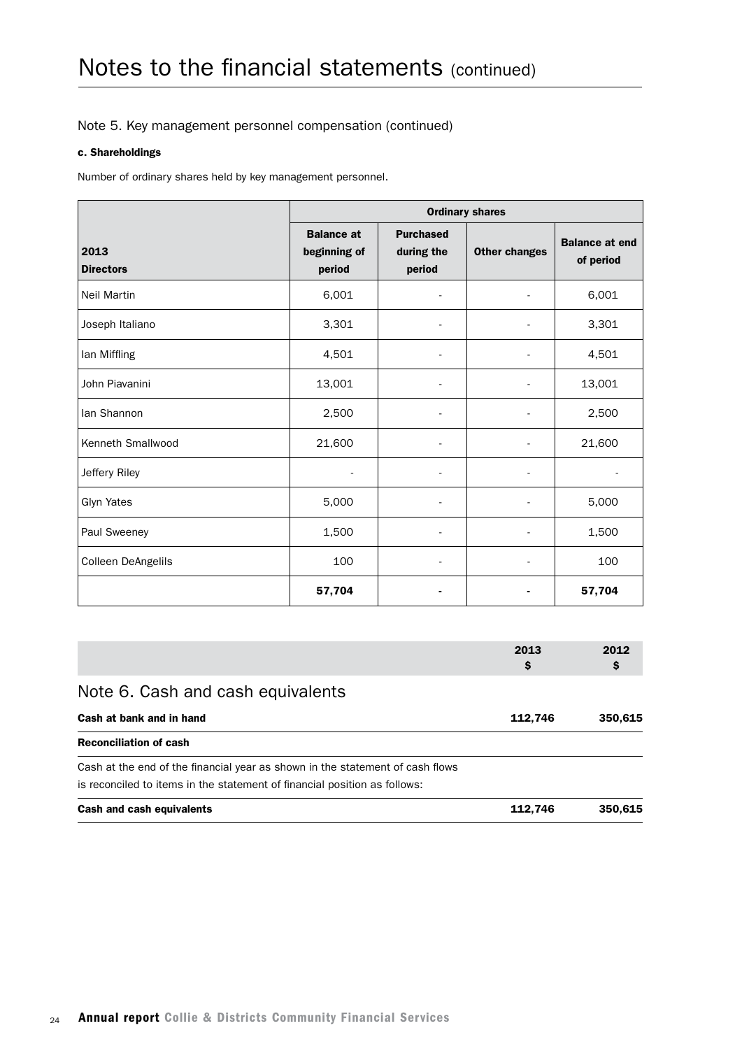# Notes to the financial statements (continued)

## Note 5. Key management personnel compensation (continued)

### c. Shareholdings

Number of ordinary shares held by key management personnel.

| 2013 Directors | Ordinary shares | | | |
|---|---|---|---|---|
| | **Balance at beginning of period** | **Purchased during the period** | **Other changes** | **Balance at end of period** |
| Neil Martin | 6,001 | - | - | 6,001 |
| Joseph Italiano | 3,301 | - | - | 3,301 |
| Ian Miffling | 4,501 | - | - | 4,501 |
| John Piavanini | 13,001 | - | - | 13,001 |
| Ian Shannon | 2,500 | - | - | 2,500 |
| Kenneth Smallwood | 21,600 | - | - | 21,600 |
| Jeffery Riley | - | - | - | - |
| Glyn Yates | 5,000 | - | - | 5,000 |
| Paul Sweeney | 1,500 | - | - | 1,500 |
| Colleen DeAngelils | 100 | - | - | 100 |
| | **57,704** | **-** | **-** | **57,704** |

## Note 6. Cash and cash equivalents

| | 2013 $ | 2012 $ |
|---|---|---|
| **Cash at bank and in hand** | **112,746** | **350,615** |
| **Reconciliation of cash** | | |
| Cash at the end of the financial year as shown in the statement of cash flows is reconciled to items in the statement of financial position as follows: | | |
| **Cash and cash equivalents** | **112,746** | **350,615** |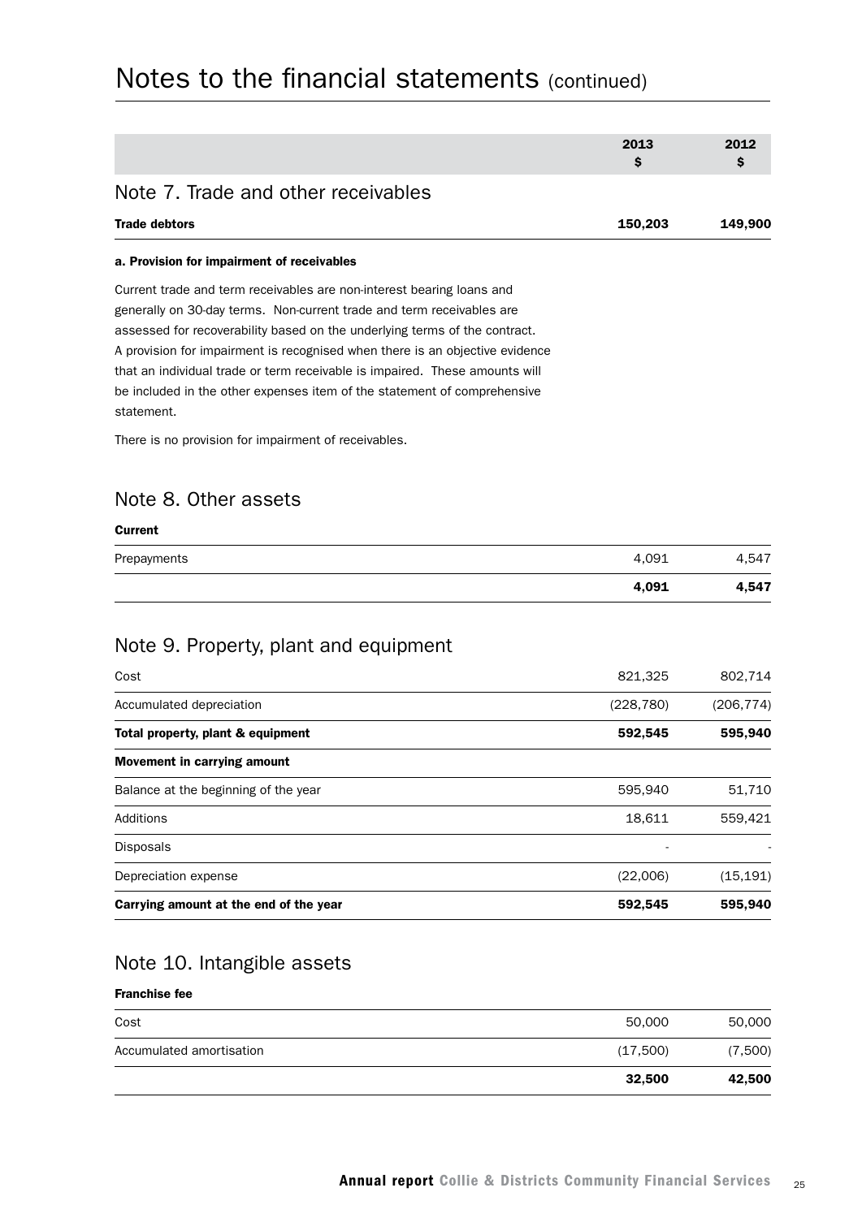# Notes to the financial statements (continued)

| | 2013 $ | 2012 $ |
|---|---|---|

## Note 7. Trade and other receivables

| | 2013 $ | 2012 $ |
|---|---|---|
| **Trade debtors** | **150,203** | **149,900** |

**a. Provision for impairment of receivables**

Current trade and term receivables are non-interest bearing loans and generally on 30-day terms. Non-current trade and term receivables are assessed for recoverability based on the underlying terms of the contract. A provision for impairment is recognised when there is an objective evidence that an individual trade or term receivable is impaired. These amounts will be included in the other expenses item of the statement of comprehensive statement.

There is no provision for impairment of receivables.

## Note 8. Other assets

| **Current** | 2013 $ | 2012 $ |
|---|---|---|
| Prepayments | 4,091 | 4,547 |
| | **4,091** | **4,547** |

## Note 9. Property, plant and equipment

| | 2013 $ | 2012 $ |
|---|---|---|
| Cost | 821,325 | 802,714 |
| Accumulated depreciation | (228,780) | (206,774) |
| **Total property, plant & equipment** | **592,545** | **595,940** |
| **Movement in carrying amount** | | |
| Balance at the beginning of the year | 595,940 | 51,710 |
| Additions | 18,611 | 559,421 |
| Disposals | - | - |
| Depreciation expense | (22,006) | (15,191) |
| **Carrying amount at the end of the year** | **592,545** | **595,940** |

## Note 10. Intangible assets

| **Franchise fee** | 2013 $ | 2012 $ |
|---|---|---|
| Cost | 50,000 | 50,000 |
| Accumulated amortisation | (17,500) | (7,500) |
| | **32,500** | **42,500** |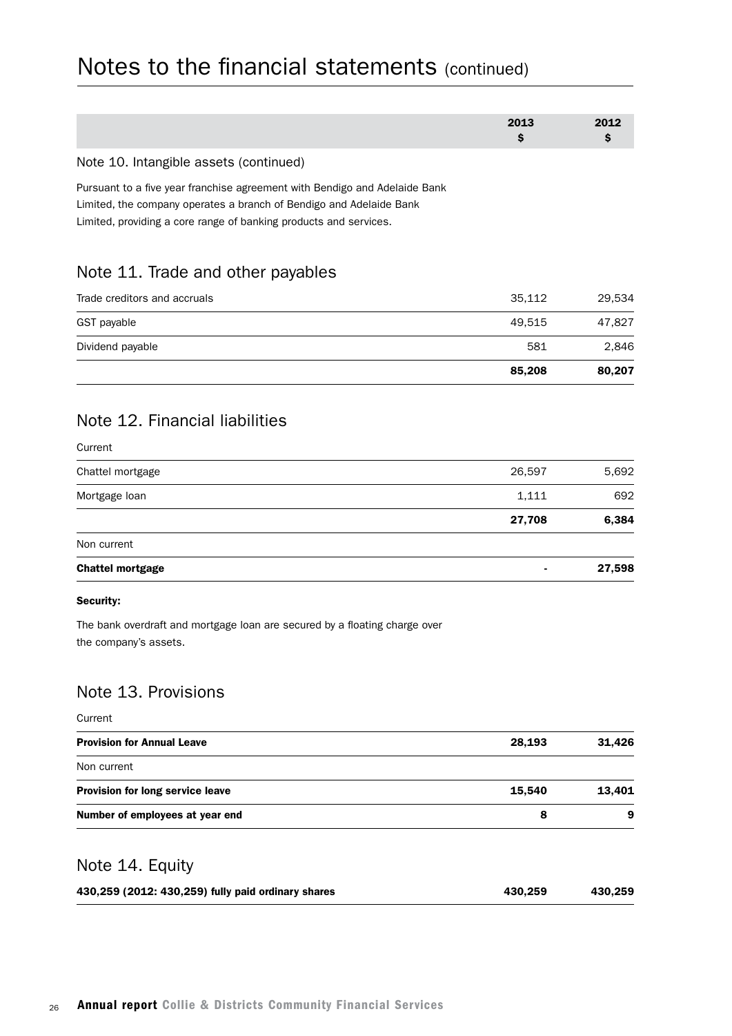# Notes to the financial statements (continued)

| | 2013 $ | 2012 $ |
|---|---|---|

## Note 10. Intangible assets (continued)

Pursuant to a five year franchise agreement with Bendigo and Adelaide Bank Limited, the company operates a branch of Bendigo and Adelaide Bank Limited, providing a core range of banking products and services.

## Note 11. Trade and other payables

| | 2013 $ | 2012 $ |
|---|---|---|
| Trade creditors and accruals | 35,112 | 29,534 |
| GST payable | 49,515 | 47,827 |
| Dividend payable | 581 | 2,846 |
| | **85,208** | **80,207** |

## Note 12. Financial liabilities

| | 2013 $ | 2012 $ |
|---|---|---|
| Current | | |
| Chattel mortgage | 26,597 | 5,692 |
| Mortgage loan | 1,111 | 692 |
| | **27,708** | **6,384** |
| Non current | | |
| **Chattel mortgage** | **-** | **27,598** |

**Security:**

The bank overdraft and mortgage loan are secured by a floating charge over the company's assets.

## Note 13. Provisions

| | 2013 $ | 2012 $ |
|---|---|---|
| Current | | |
| **Provision for Annual Leave** | **28,193** | **31,426** |
| Non current | | |
| **Provision for long service leave** | **15,540** | **13,401** |
| **Number of employees at year end** | **8** | **9** |

## Note 14. Equity

| | 2013 $ | 2012 $ |
|---|---|---|
| **430,259 (2012: 430,259) fully paid ordinary shares** | **430,259** | **430,259** |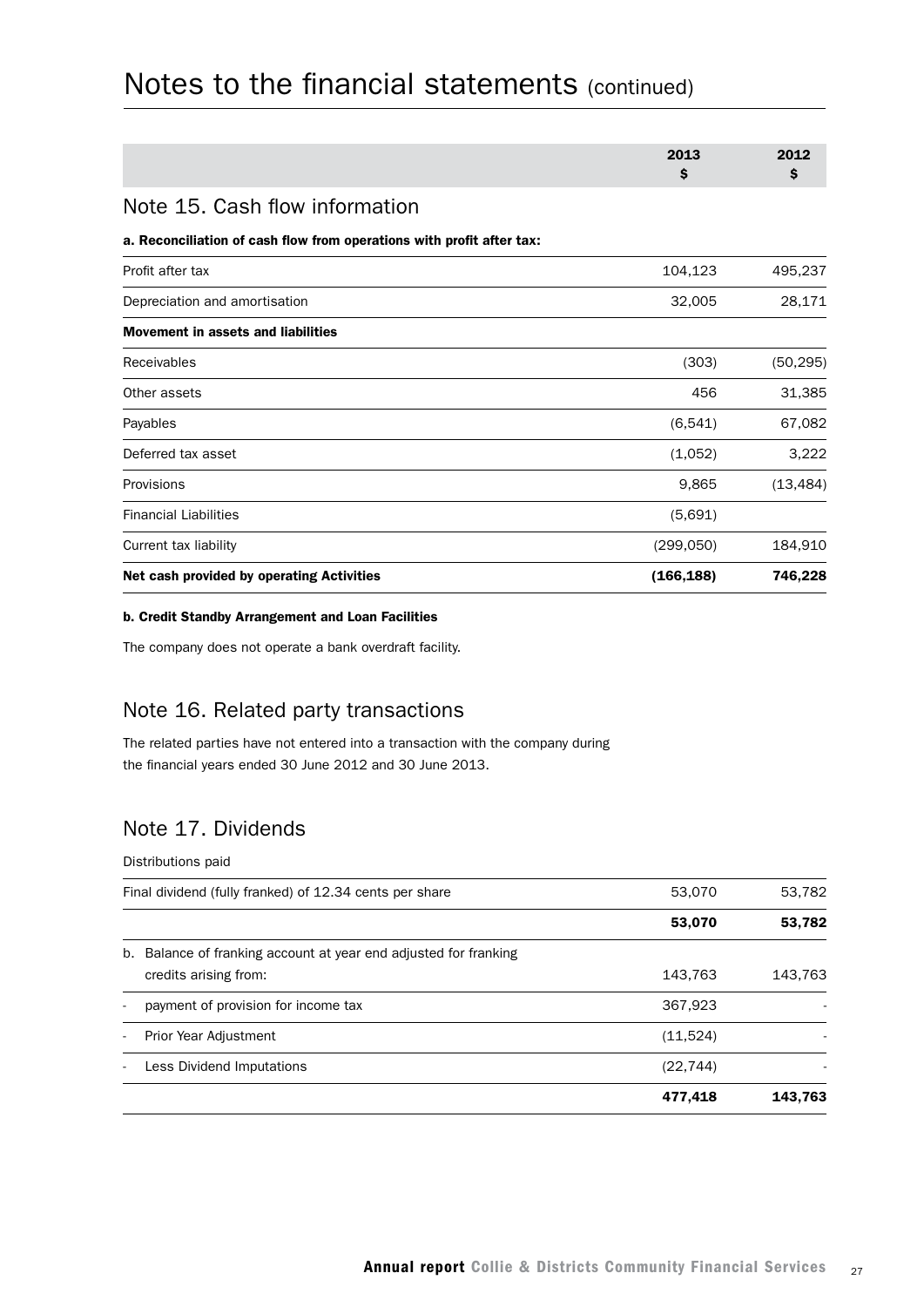# Notes to the financial statements (continued)

| | 2013<br>$ | 2012<br>$ |
|---|---|---|

## Note 15. Cash flow information

**a. Reconciliation of cash flow from operations with profit after tax:**

| | 2013<br>$ | 2012<br>$ |
|---|---|---|
| Profit after tax | 104,123 | 495,237 |
| Depreciation and amortisation | 32,005 | 28,171 |
| **Movement in assets and liabilities** | | |
| Receivables | (303) | (50,295) |
| Other assets | 456 | 31,385 |
| Payables | (6,541) | 67,082 |
| Deferred tax asset | (1,052) | 3,222 |
| Provisions | 9,865 | (13,484) |
| Financial Liabilities | (5,691) | |
| Current tax liability | (299,050) | 184,910 |
| **Net cash provided by operating Activities** | **(166,188)** | **746,228** |

**b. Credit Standby Arrangement and Loan Facilities**

The company does not operate a bank overdraft facility.

## Note 16. Related party transactions

The related parties have not entered into a transaction with the company during the financial years ended 30 June 2012 and 30 June 2013.

## Note 17. Dividends

Distributions paid

| | 2013<br>$ | 2012<br>$ |
|---|---|---|
| Final dividend (fully franked) of 12.34 cents per share | 53,070 | 53,782 |
| | **53,070** | **53,782** |
| b. Balance of franking account at year end adjusted for franking credits arising from: | 143,763 | 143,763 |
| - payment of provision for income tax | 367,923 | - |
| - Prior Year Adjustment | (11,524) | - |
| - Less Dividend Imputations | (22,744) | - |
| | **477,418** | **143,763** |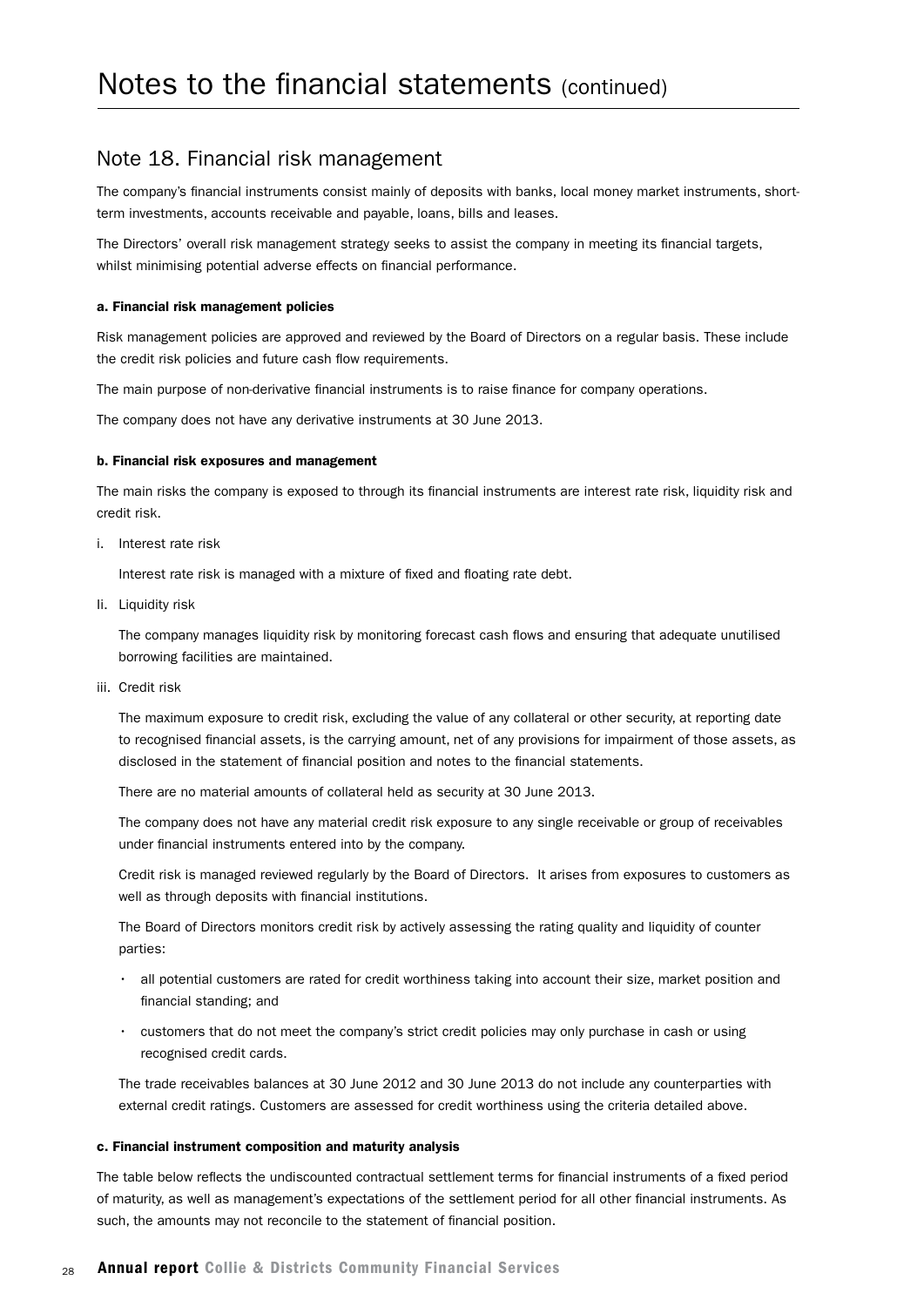# Notes to the financial statements (continued)

## Note 18. Financial risk management

The company's financial instruments consist mainly of deposits with banks, local money market instruments, short-term investments, accounts receivable and payable, loans, bills and leases.

The Directors' overall risk management strategy seeks to assist the company in meeting its financial targets, whilst minimising potential adverse effects on financial performance.

**a. Financial risk management policies**

Risk management policies are approved and reviewed by the Board of Directors on a regular basis. These include the credit risk policies and future cash flow requirements.

The main purpose of non-derivative financial instruments is to raise finance for company operations.

The company does not have any derivative instruments at 30 June 2013.

**b. Financial risk exposures and management**

The main risks the company is exposed to through its financial instruments are interest rate risk, liquidity risk and credit risk.

i. Interest rate risk

   Interest rate risk is managed with a mixture of fixed and floating rate debt.

Ii. Liquidity risk

   The company manages liquidity risk by monitoring forecast cash flows and ensuring that adequate unutilised borrowing facilities are maintained.

iii. Credit risk

   The maximum exposure to credit risk, excluding the value of any collateral or other security, at reporting date to recognised financial assets, is the carrying amount, net of any provisions for impairment of those assets, as disclosed in the statement of financial position and notes to the financial statements.

   There are no material amounts of collateral held as security at 30 June 2013.

   The company does not have any material credit risk exposure to any single receivable or group of receivables under financial instruments entered into by the company.

   Credit risk is managed reviewed regularly by the Board of Directors. It arises from exposures to customers as well as through deposits with financial institutions.

   The Board of Directors monitors credit risk by actively assessing the rating quality and liquidity of counter parties:

   - all potential customers are rated for credit worthiness taking into account their size, market position and financial standing; and
   - customers that do not meet the company's strict credit policies may only purchase in cash or using recognised credit cards.

   The trade receivables balances at 30 June 2012 and 30 June 2013 do not include any counterparties with external credit ratings. Customers are assessed for credit worthiness using the criteria detailed above.

**c. Financial instrument composition and maturity analysis**

The table below reflects the undiscounted contractual settlement terms for financial instruments of a fixed period of maturity, as well as management's expectations of the settlement period for all other financial instruments. As such, the amounts may not reconcile to the statement of financial position.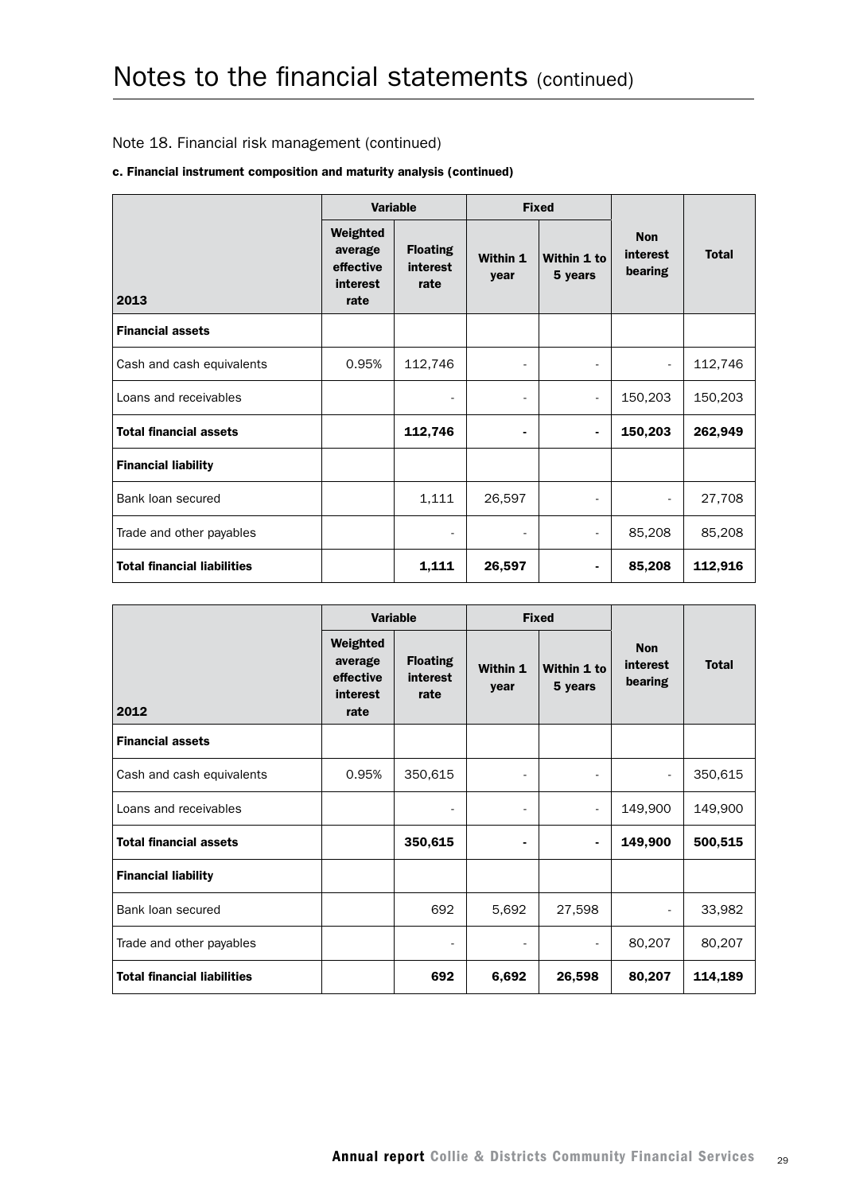# Notes to the financial statements (continued)

## Note 18. Financial risk management (continued)

### c. Financial instrument composition and maturity analysis (continued)

| 2013 | Variable | | Fixed | | Non interest bearing | Total |
|---|---|---|---|---|---|---|
| | Weighted average effective interest rate | Floating interest rate | Within 1 year | Within 1 to 5 years | | |
| **Financial assets** | | | | | | |
| Cash and cash equivalents | 0.95% | 112,746 | - | - | - | 112,746 |
| Loans and receivables | | - | - | - | 150,203 | 150,203 |
| **Total financial assets** | | **112,746** | **-** | **-** | **150,203** | **262,949** |
| **Financial liability** | | | | | | |
| Bank loan secured | | 1,111 | 26,597 | - | - | 27,708 |
| Trade and other payables | | - | - | - | 85,208 | 85,208 |
| **Total financial liabilities** | | **1,111** | **26,597** | **-** | **85,208** | **112,916** |

| 2012 | Variable | | Fixed | | Non interest bearing | Total |
|---|---|---|---|---|---|---|
| | Weighted average effective interest rate | Floating interest rate | Within 1 year | Within 1 to 5 years | | |
| **Financial assets** | | | | | | |
| Cash and cash equivalents | 0.95% | 350,615 | - | - | - | 350,615 |
| Loans and receivables | | - | - | - | 149,900 | 149,900 |
| **Total financial assets** | | **350,615** | **-** | **-** | **149,900** | **500,515** |
| **Financial liability** | | | | | | |
| Bank loan secured | | 692 | 5,692 | 27,598 | - | 33,982 |
| Trade and other payables | | - | - | - | 80,207 | 80,207 |
| **Total financial liabilities** | | **692** | **6,692** | **26,598** | **80,207** | **114,189** |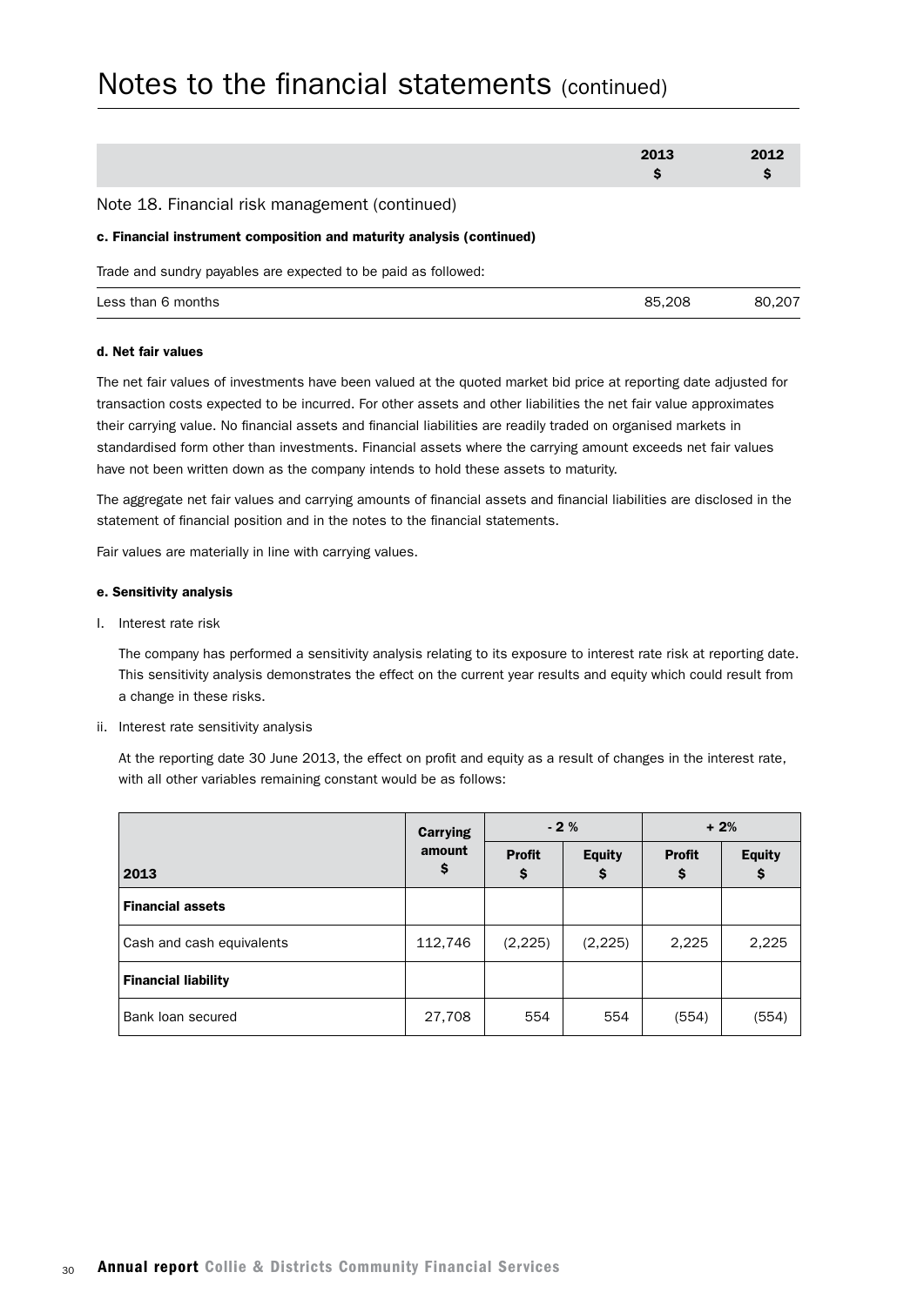# Notes to the financial statements (continued)

| | 2013 $ | 2012 $ |
|---|---|---|

## Note 18. Financial risk management (continued)

**c. Financial instrument composition and maturity analysis (continued)**

Trade and sundry payables are expected to be paid as followed:

| | 2013 $ | 2012 $ |
|---|---|---|
| Less than 6 months | 85,208 | 80,207 |

**d. Net fair values**

The net fair values of investments have been valued at the quoted market bid price at reporting date adjusted for transaction costs expected to be incurred. For other assets and other liabilities the net fair value approximates their carrying value. No financial assets and financial liabilities are readily traded on organised markets in standardised form other than investments. Financial assets where the carrying amount exceeds net fair values have not been written down as the company intends to hold these assets to maturity.

The aggregate net fair values and carrying amounts of financial assets and financial liabilities are disclosed in the statement of financial position and in the notes to the financial statements.

Fair values are materially in line with carrying values.

**e. Sensitivity analysis**

I. Interest rate risk

The company has performed a sensitivity analysis relating to its exposure to interest rate risk at reporting date. This sensitivity analysis demonstrates the effect on the current year results and equity which could result from a change in these risks.

ii. Interest rate sensitivity analysis

At the reporting date 30 June 2013, the effect on profit and equity as a result of changes in the interest rate, with all other variables remaining constant would be as follows:

| 2013 | Carrying amount $ | - 2 % | | + 2% | |
|---|---|---|---|---|---|
| | | Profit $ | Equity $ | Profit $ | Equity $ |
| **Financial assets** | | | | | |
| Cash and cash equivalents | 112,746 | (2,225) | (2,225) | 2,225 | 2,225 |
| **Financial liability** | | | | | |
| Bank loan secured | 27,708 | 554 | 554 | (554) | (554) |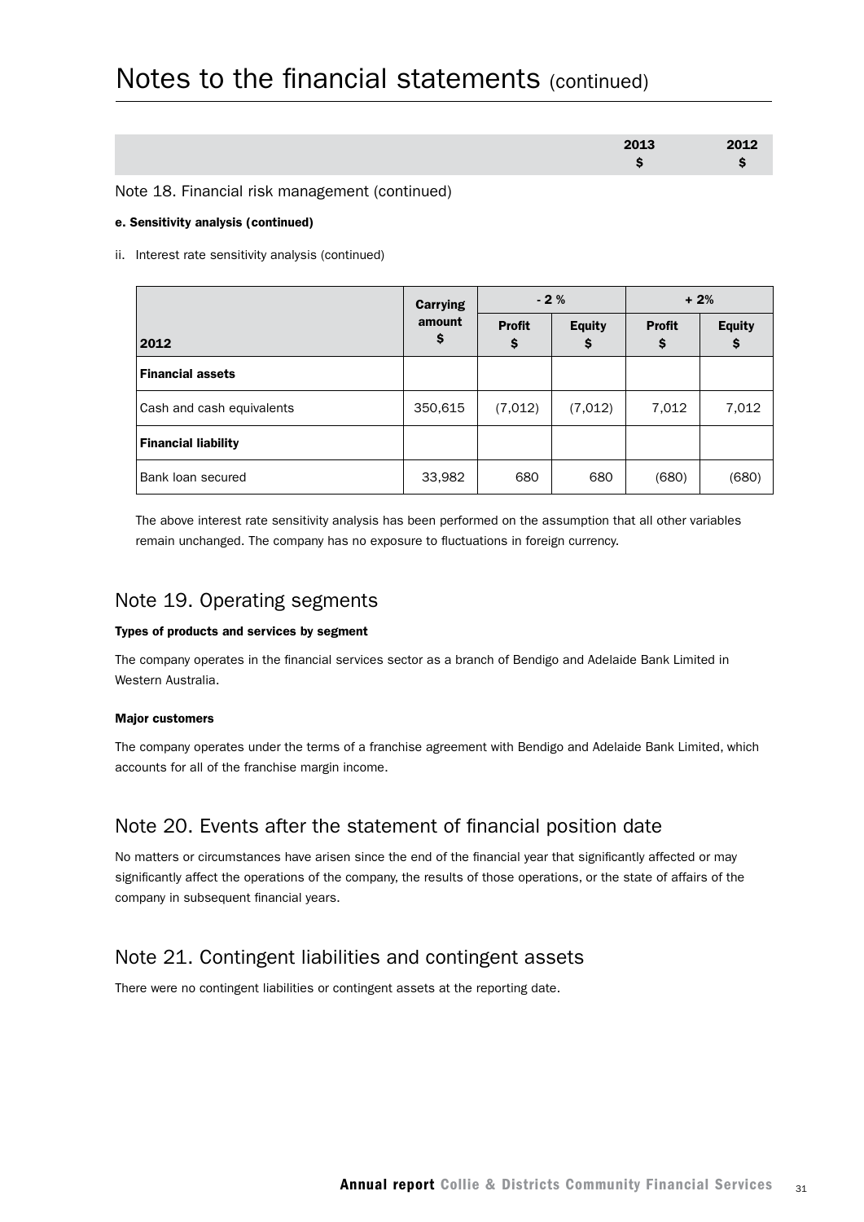# Notes to the financial statements (continued)

| | 2013 $ | 2012 $ |
|---|---|---|

Note 18. Financial risk management (continued)

**e. Sensitivity analysis (continued)**

ii. Interest rate sensitivity analysis (continued)

| 2012 | Carrying amount $ | - 2 % | | + 2% | |
|---|---|---|---|---|---|
| | | Profit $ | Equity $ | Profit $ | Equity $ |
| **Financial assets** | | | | | |
| Cash and cash equivalents | 350,615 | (7,012) | (7,012) | 7,012 | 7,012 |
| **Financial liability** | | | | | |
| Bank loan secured | 33,982 | 680 | 680 | (680) | (680) |

The above interest rate sensitivity analysis has been performed on the assumption that all other variables remain unchanged. The company has no exposure to fluctuations in foreign currency.

## Note 19. Operating segments

**Types of products and services by segment**

The company operates in the financial services sector as a branch of Bendigo and Adelaide Bank Limited in Western Australia.

**Major customers**

The company operates under the terms of a franchise agreement with Bendigo and Adelaide Bank Limited, which accounts for all of the franchise margin income.

## Note 20. Events after the statement of financial position date

No matters or circumstances have arisen since the end of the financial year that significantly affected or may significantly affect the operations of the company, the results of those operations, or the state of affairs of the company in subsequent financial years.

## Note 21. Contingent liabilities and contingent assets

There were no contingent liabilities or contingent assets at the reporting date.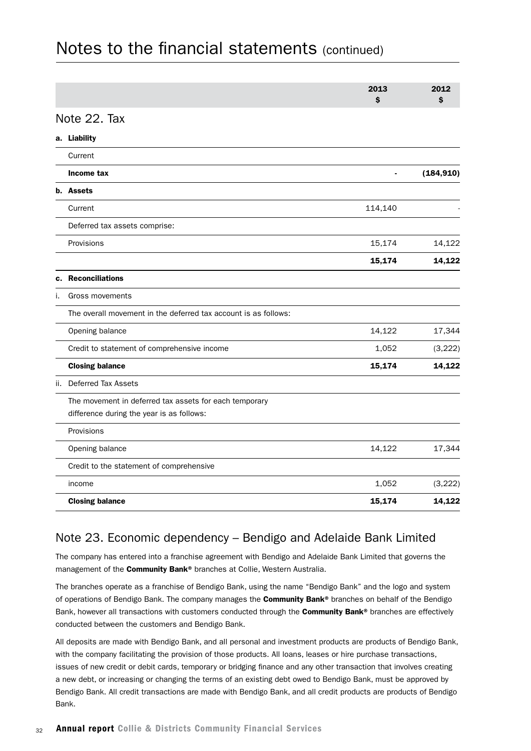# Notes to the financial statements (continued)

| | 2013 $ | 2012 $ |
|---|---|---|
| **Note 22. Tax** | | |
| **a. Liability** | | |
| Current | | |
| **Income tax** | - | **(184,910)** |
| **b. Assets** | | |
| Current | 114,140 | - |
| Deferred tax assets comprise: | | |
| Provisions | 15,174 | 14,122 |
| | **15,174** | **14,122** |
| **c. Reconciliations** | | |
| i. Gross movements | | |
| The overall movement in the deferred tax account is as follows: | | |
| Opening balance | 14,122 | 17,344 |
| Credit to statement of comprehensive income | 1,052 | (3,222) |
| **Closing balance** | **15,174** | **14,122** |
| ii. Deferred Tax Assets | | |
| The movement in deferred tax assets for each temporary difference during the year is as follows: | | |
| Provisions | | |
| Opening balance | 14,122 | 17,344 |
| Credit to the statement of comprehensive | | |
| income | 1,052 | (3,222) |
| **Closing balance** | **15,174** | **14,122** |

## Note 23. Economic dependency – Bendigo and Adelaide Bank Limited

The company has entered into a franchise agreement with Bendigo and Adelaide Bank Limited that governs the management of the **Community Bank®** branches at Collie, Western Australia.

The branches operate as a franchise of Bendigo Bank, using the name "Bendigo Bank" and the logo and system of operations of Bendigo Bank. The company manages the **Community Bank®** branches on behalf of the Bendigo Bank, however all transactions with customers conducted through the **Community Bank®** branches are effectively conducted between the customers and Bendigo Bank.

All deposits are made with Bendigo Bank, and all personal and investment products are products of Bendigo Bank, with the company facilitating the provision of those products. All loans, leases or hire purchase transactions, issues of new credit or debit cards, temporary or bridging finance and any other transaction that involves creating a new debt, or increasing or changing the terms of an existing debt owed to Bendigo Bank, must be approved by Bendigo Bank. All credit transactions are made with Bendigo Bank, and all credit products are products of Bendigo Bank.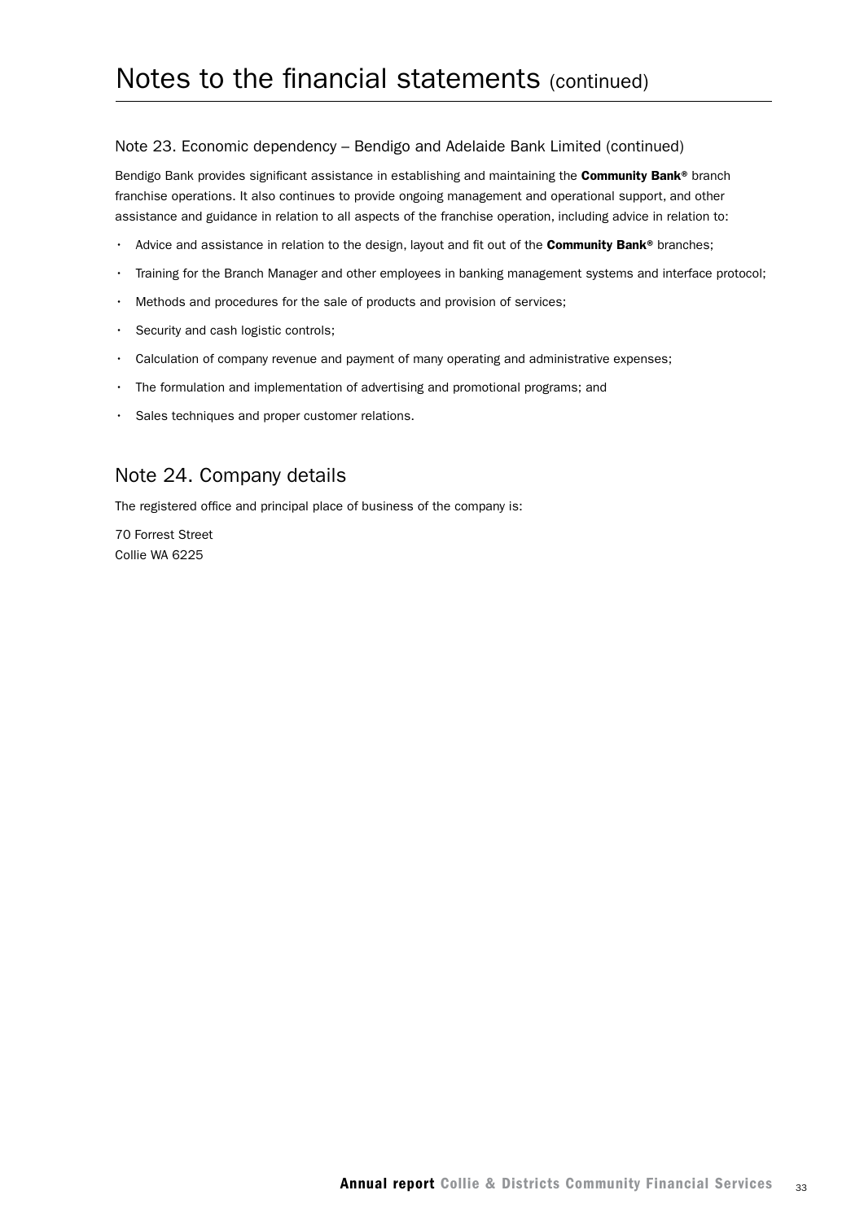# Notes to the financial statements (continued)

## Note 23. Economic dependency – Bendigo and Adelaide Bank Limited (continued)

Bendigo Bank provides significant assistance in establishing and maintaining the **Community Bank®** branch franchise operations. It also continues to provide ongoing management and operational support, and other assistance and guidance in relation to all aspects of the franchise operation, including advice in relation to:

- Advice and assistance in relation to the design, layout and fit out of the **Community Bank®** branches;
- Training for the Branch Manager and other employees in banking management systems and interface protocol;
- Methods and procedures for the sale of products and provision of services;
- Security and cash logistic controls;
- Calculation of company revenue and payment of many operating and administrative expenses;
- The formulation and implementation of advertising and promotional programs; and
- Sales techniques and proper customer relations.

## Note 24. Company details

The registered office and principal place of business of the company is:

70 Forrest Street
Collie WA 6225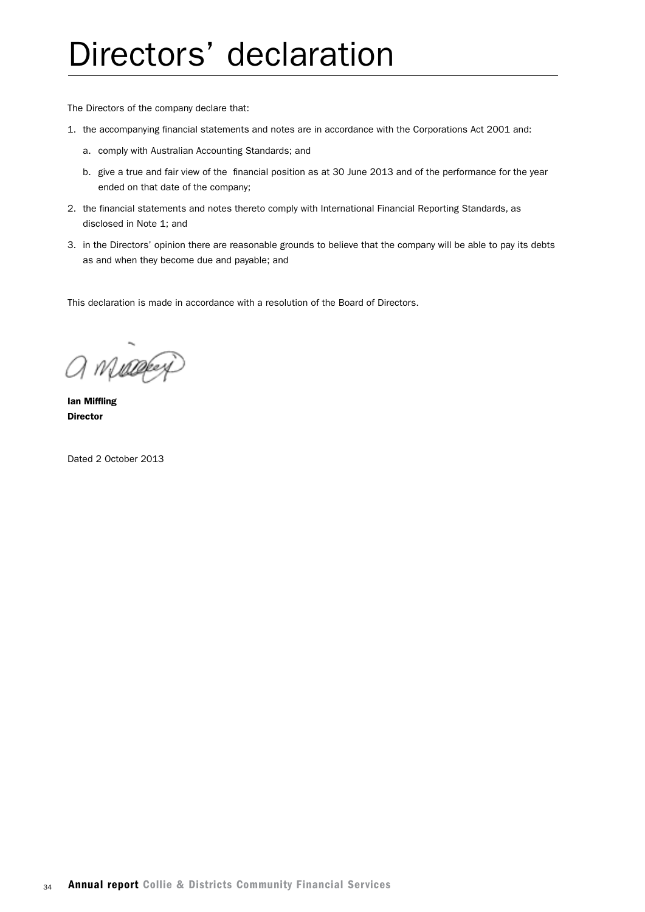# Directors' declaration

The Directors of the company declare that:

1. the accompanying financial statements and notes are in accordance with the Corporations Act 2001 and:
   a. comply with Australian Accounting Standards; and
   b. give a true and fair view of the financial position as at 30 June 2013 and of the performance for the year ended on that date of the company;
2. the financial statements and notes thereto comply with International Financial Reporting Standards, as disclosed in Note 1; and
3. in the Directors' opinion there are reasonable grounds to believe that the company will be able to pay its debts as and when they become due and payable; and

This declaration is made in accordance with a resolution of the Board of Directors.

**Ian Miffling**
**Director**

Dated 2 October 2013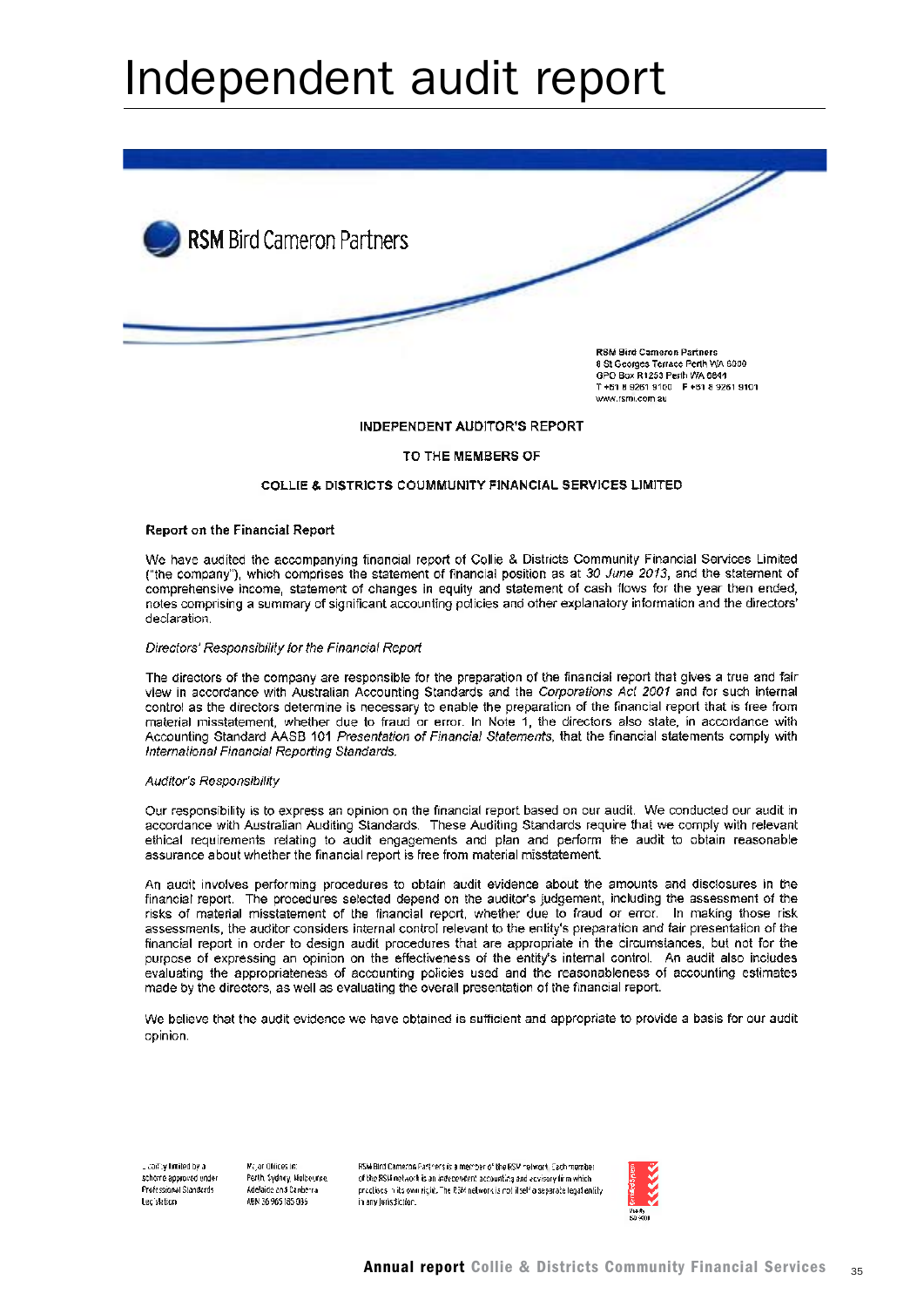# Independent audit report

RSM Bird Cameron Partners

RSM Bird Cameron Partners
8 St Georges Terrace Perth WA 6000
GPO Box R1253 Perth WA 6844
T +61 8 9261 9100 F +61 8 9261 9101
www.rsmi.com.au

INDEPENDENT AUDITOR'S REPORT

TO THE MEMBERS OF

COLLIE & DISTRICTS COUMMUNITY FINANCIAL SERVICES LIMITED

**Report on the Financial Report**

We have audited the accompanying financial report of Collie & Districts Community Financial Services Limited ("the company"), which comprises the statement of financial position as at *30 June 2013*, and the statement of comprehensive income, statement of changes in equity and statement of cash flows for the year then ended, notes comprising a summary of significant accounting policies and other explanatory information and the directors' declaration.

*Directors' Responsibility for the Financial Report*

The directors of the company are responsible for the preparation of the financial report that gives a true and fair view in accordance with Australian Accounting Standards and the *Corporations Act 2001* and for such internal control as the directors determine is necessary to enable the preparation of the financial report that is free from material misstatement, whether due to fraud or error. In Note 1, the directors also state, in accordance with Accounting Standard AASB 101 *Presentation of Financial Statements*, that the financial statements comply with *International Financial Reporting Standards*.

*Auditor's Responsibility*

Our responsibility is to express an opinion on the financial report based on our audit. We conducted our audit in accordance with Australian Auditing Standards. These Auditing Standards require that we comply with relevant ethical requirements relating to audit engagements and plan and perform the audit to obtain reasonable assurance about whether the financial report is free from material misstatement.

An audit involves performing procedures to obtain audit evidence about the amounts and disclosures in the financial report. The procedures selected depend on the auditor's judgement, including the assessment of the risks of material misstatement of the financial report, whether due to fraud or error. In making those risk assessments, the auditor considers internal control relevant to the entity's preparation and fair presentation of the financial report in order to design audit procedures that are appropriate in the circumstances, but not for the purpose of expressing an opinion on the effectiveness of the entity's internal control. An audit also includes evaluating the appropriateness of accounting policies used and the reasonableness of accounting estimates made by the directors, as well as evaluating the overall presentation of the financial report.

We believe that the audit evidence we have obtained is sufficient and appropriate to provide a basis for our audit opinion.

Liability limited by a scheme approved under Professional Standards Legislation

Major Offices in: Perth, Sydney, Melbourne, Adelaide and Canberra ABN 36 965 185 036

RSM Bird Cameron Partners is a member of the RSM network. Each member of the RSM network is an independent accounting and advisory firm which practices in its own right. The RSM network is not itself a separate legal entity in any jurisdiction.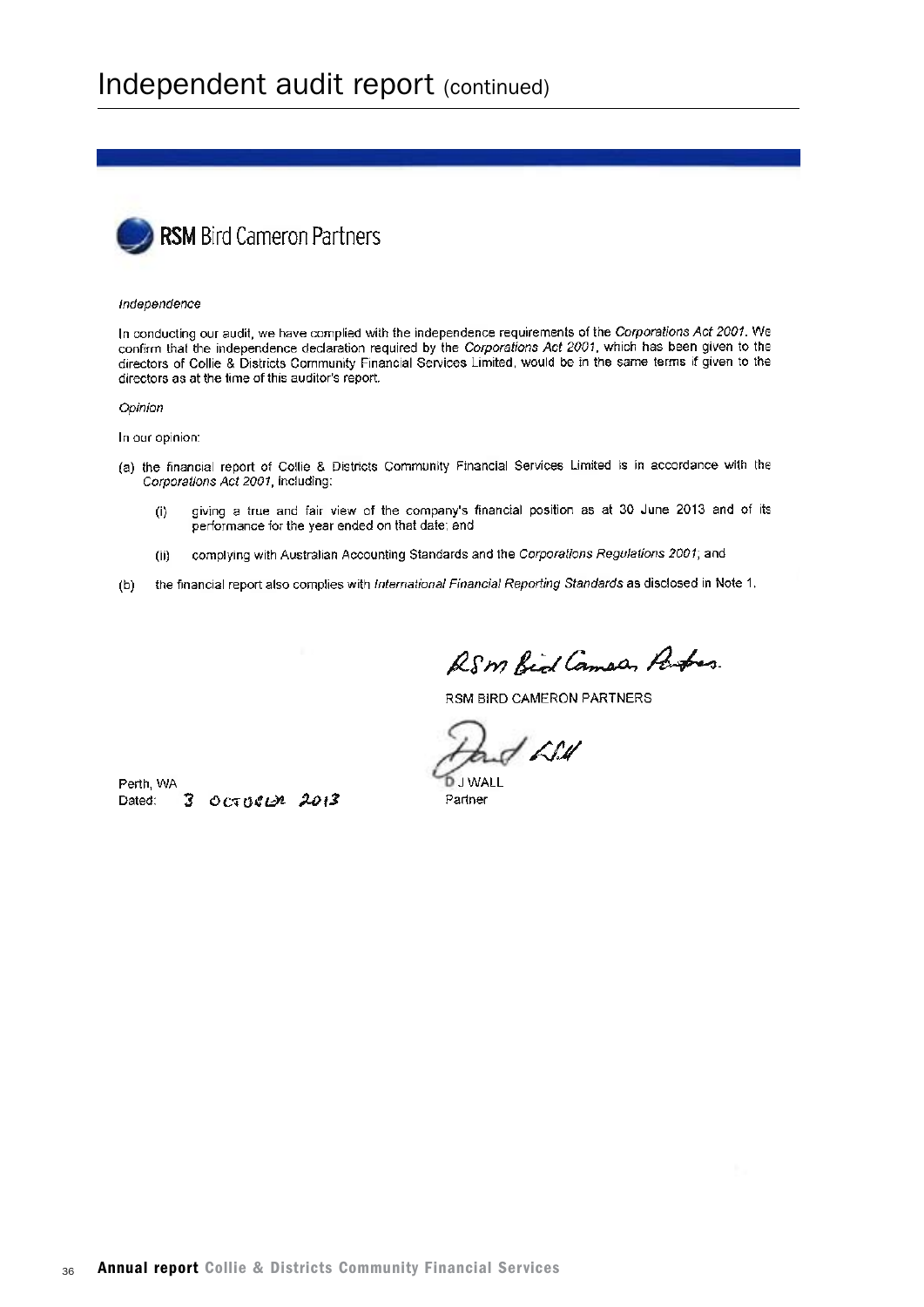# Independent audit report (continued)

**RSM** Bird Cameron Partners

*Independence*

In conducting our audit, we have complied with the independence requirements of the *Corporations Act 2001*. We confirm that the independence declaration required by the *Corporations Act 2001*, which has been given to the directors of Collie & Districts Community Financial Services Limited, would be in the same terms if given to the directors as at the time of this auditor's report.

*Opinion*

In our opinion:

(a) the financial report of Collie & Districts Community Financial Services Limited is in accordance with the *Corporations Act 2001*, including:

- (i) giving a true and fair view of the company's financial position as at 30 June 2013 and of its performance for the year ended on that date; and
- (ii) complying with Australian Accounting Standards and the *Corporations Regulations 2001*; and

(b) the financial report also complies with *International Financial Reporting Standards* as disclosed in Note 1.

RSM BIRD CAMERON PARTNERS

D J WALL
Partner

Perth, WA
Dated: 3 October 2013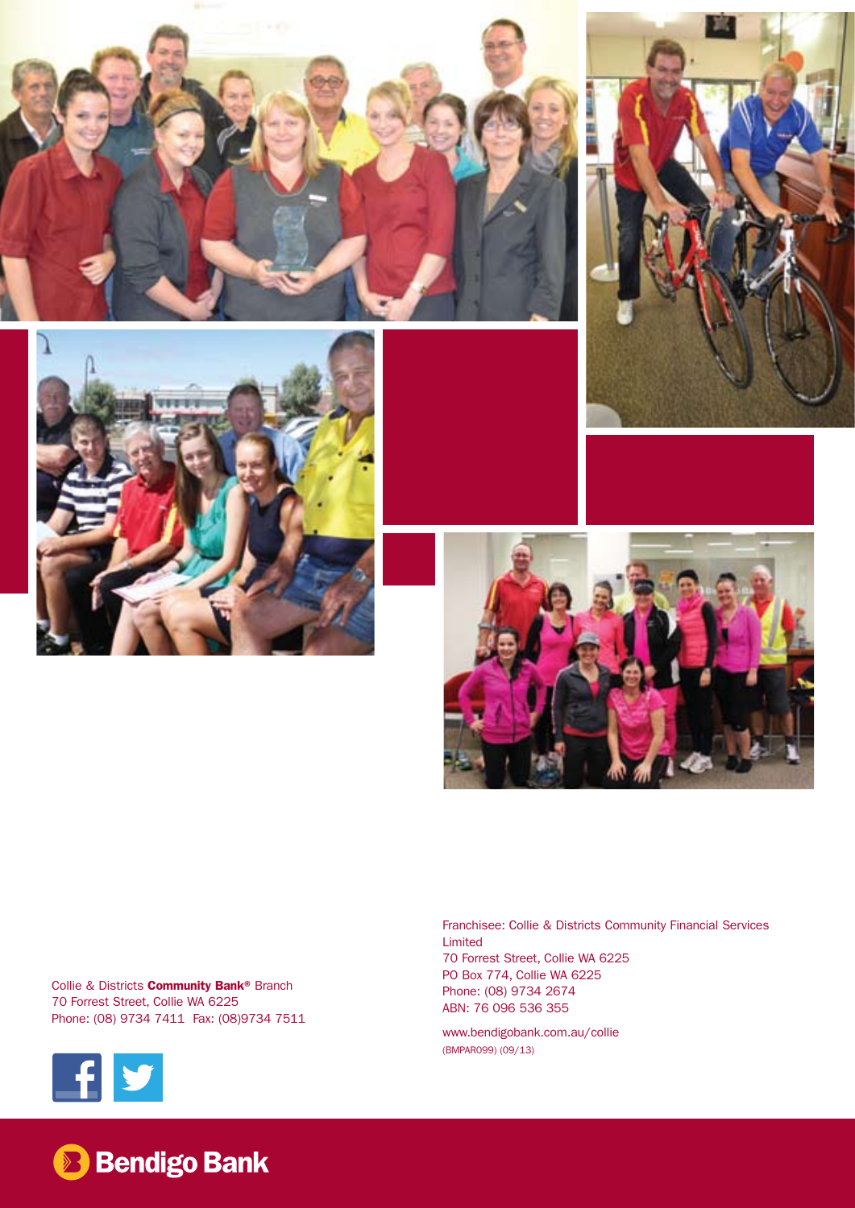Collie & Districts **Community Bank**® Branch
70 Forrest Street, Collie WA 6225
Phone: (08) 9734 7411 Fax: (08)9734 7511

Franchisee: Collie & Districts Community Financial Services Limited
70 Forrest Street, Collie WA 6225
PO Box 774, Collie WA 6225
Phone: (08) 9734 2674
ABN: 76 096 536 355

www.bendigobank.com.au/collie
(BMPAR099) (09/13)

Bendigo Bank